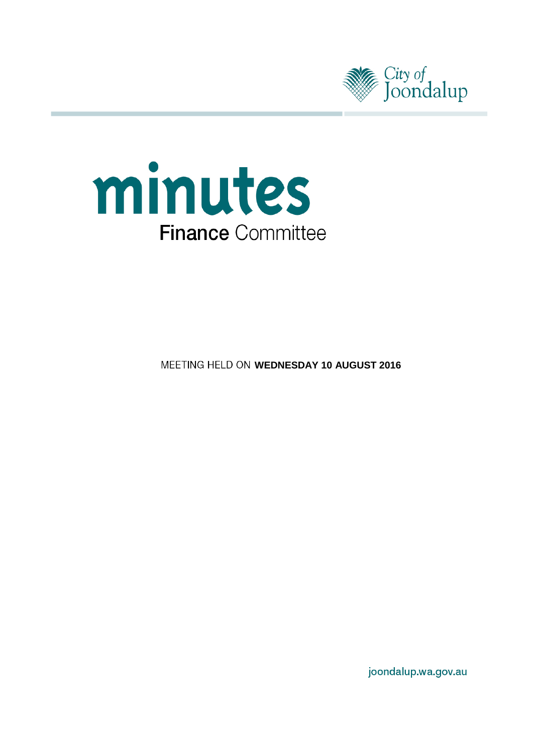City of Joondalup

# minutes

## Finance Committee

MEETING HELD ON **WEDNESDAY 10 AUGUST 2016**

joondalup.wa.gov.au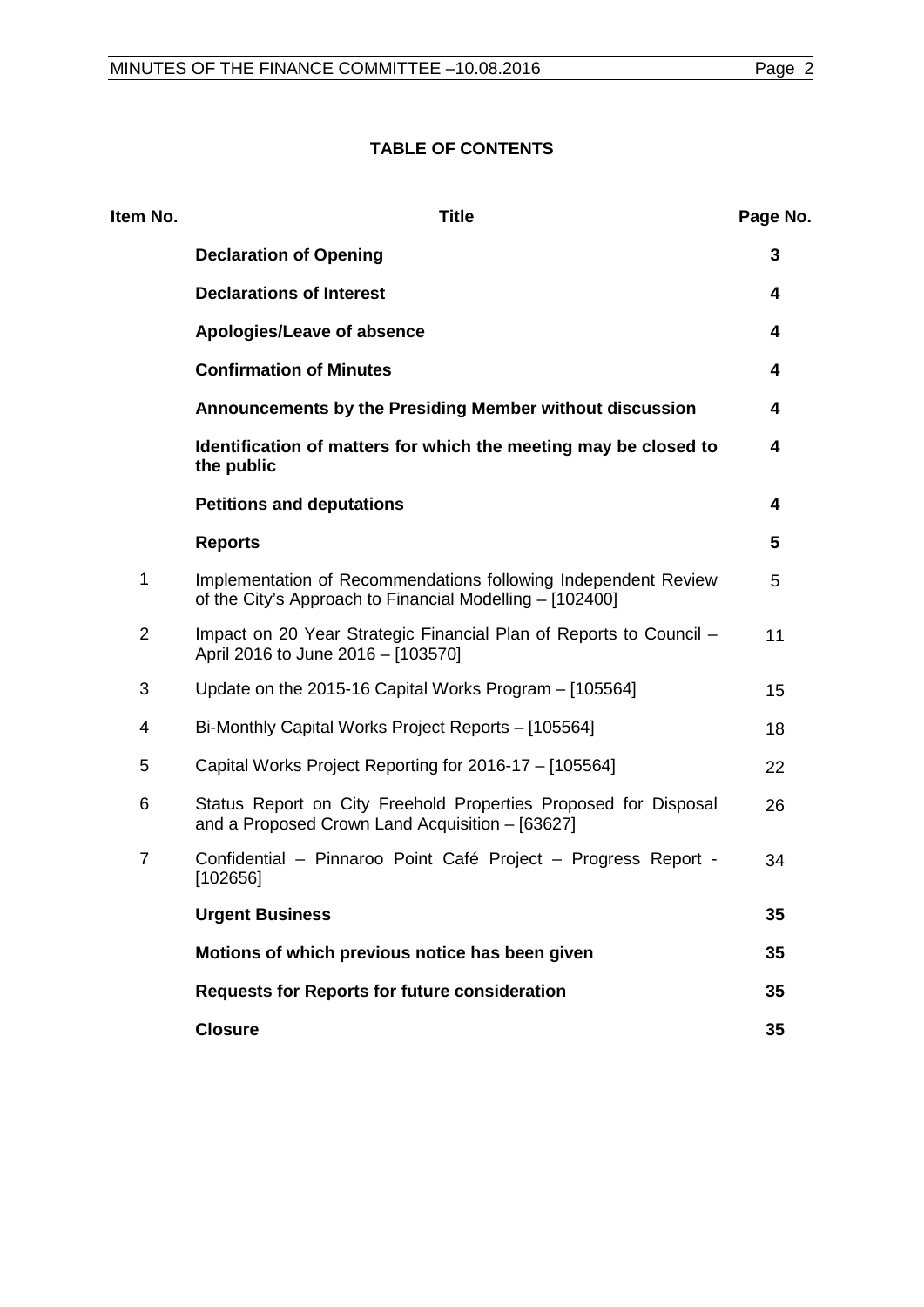## TABLE OF CONTENTS

| Item No. | Title | Page No. |
|---|---|---|
| | **Declaration of Opening** | **3** |
| | **Declarations of Interest** | **4** |
| | **Apologies/Leave of absence** | **4** |
| | **Confirmation of Minutes** | **4** |
| | **Announcements by the Presiding Member without discussion** | **4** |
| | **Identification of matters for which the meeting may be closed to the public** | **4** |
| | **Petitions and deputations** | **4** |
| | **Reports** | **5** |
| 1 | Implementation of Recommendations following Independent Review of the City's Approach to Financial Modelling – [102400] | 5 |
| 2 | Impact on 20 Year Strategic Financial Plan of Reports to Council – April 2016 to June 2016 – [103570] | 11 |
| 3 | Update on the 2015-16 Capital Works Program – [105564] | 15 |
| 4 | Bi-Monthly Capital Works Project Reports – [105564] | 18 |
| 5 | Capital Works Project Reporting for 2016-17 – [105564] | 22 |
| 6 | Status Report on City Freehold Properties Proposed for Disposal and a Proposed Crown Land Acquisition – [63627] | 26 |
| 7 | Confidential – Pinnaroo Point Café Project – Progress Report - [102656] | 34 |
| | **Urgent Business** | **35** |
| | **Motions of which previous notice has been given** | **35** |
| | **Requests for Reports for future consideration** | **35** |
| | **Closure** | **35** |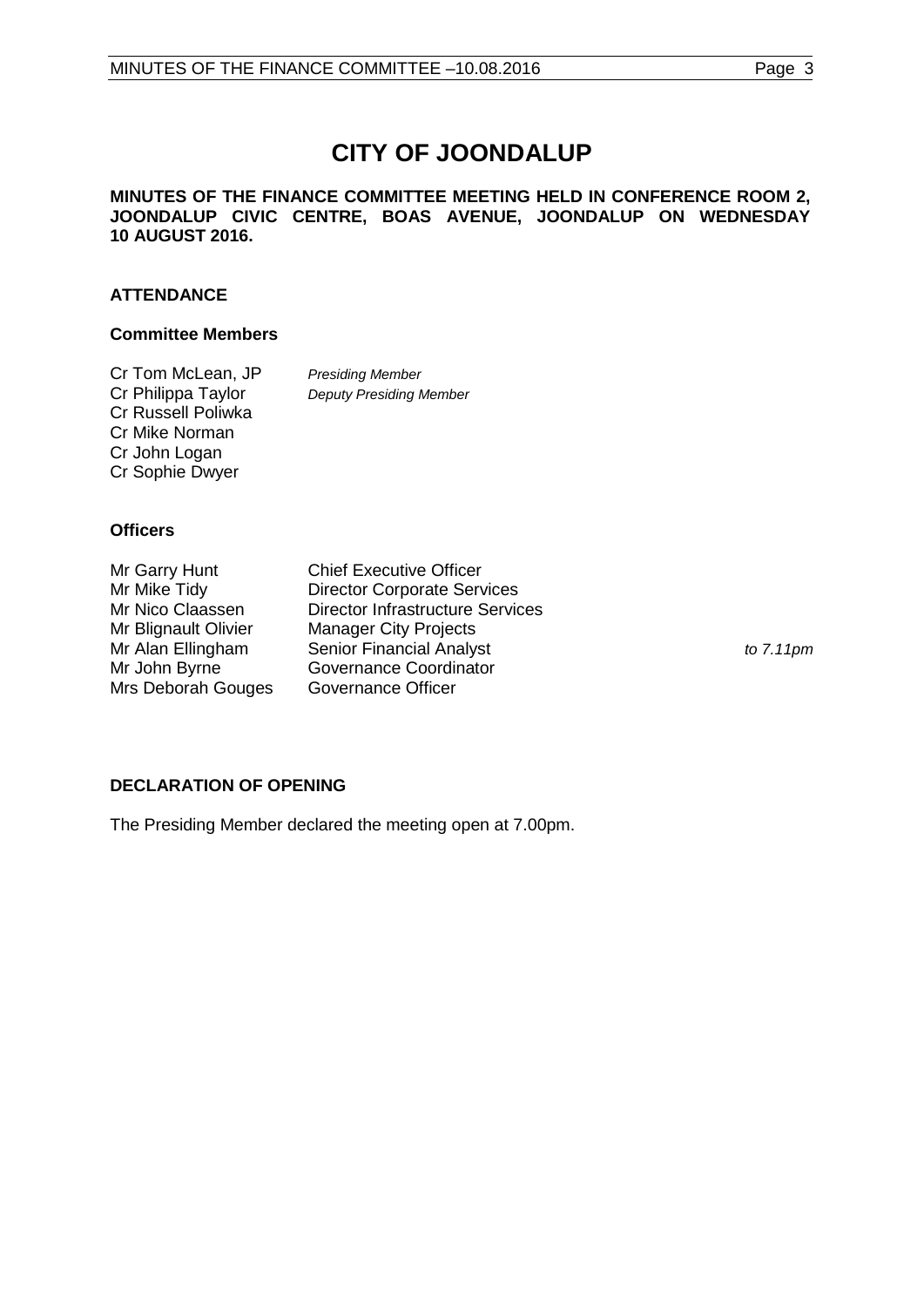# CITY OF JOONDALUP

**MINUTES OF THE FINANCE COMMITTEE MEETING HELD IN CONFERENCE ROOM 2, JOONDALUP CIVIC CENTRE, BOAS AVENUE, JOONDALUP ON WEDNESDAY 10 AUGUST 2016.**

## ATTENDANCE

### Committee Members

| | |
|---|---|
| Cr Tom McLean, JP | *Presiding Member* |
| Cr Philippa Taylor | *Deputy Presiding Member* |
| Cr Russell Poliwka | |
| Cr Mike Norman | |
| Cr John Logan | |
| Cr Sophie Dwyer | |

### Officers

| | | |
|---|---|---|
| Mr Garry Hunt | Chief Executive Officer | |
| Mr Mike Tidy | Director Corporate Services | |
| Mr Nico Claassen | Director Infrastructure Services | |
| Mr Blignault Olivier | Manager City Projects | |
| Mr Alan Ellingham | Senior Financial Analyst | *to 7.11pm* |
| Mr John Byrne | Governance Coordinator | |
| Mrs Deborah Gouges | Governance Officer | |

## DECLARATION OF OPENING

The Presiding Member declared the meeting open at 7.00pm.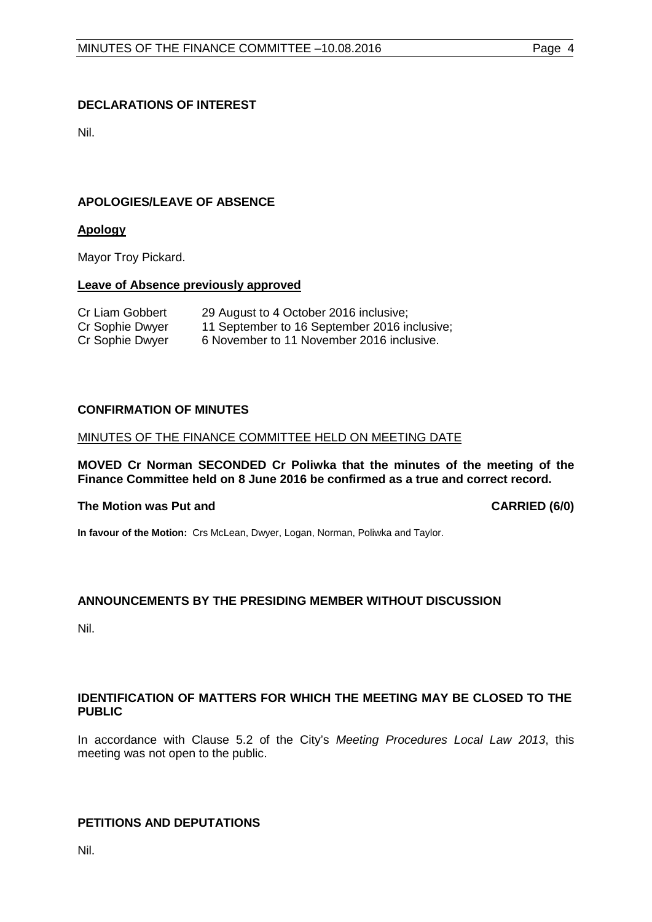## DECLARATIONS OF INTEREST

Nil.

## APOLOGIES/LEAVE OF ABSENCE

**Apology**

Mayor Troy Pickard.

**Leave of Absence previously approved**

| | |
|---|---|
| Cr Liam Gobbert | 29 August to 4 October 2016 inclusive; |
| Cr Sophie Dwyer | 11 September to 16 September 2016 inclusive; |
| Cr Sophie Dwyer | 6 November to 11 November 2016 inclusive. |

## CONFIRMATION OF MINUTES

MINUTES OF THE FINANCE COMMITTEE HELD ON MEETING DATE

**MOVED Cr Norman SECONDED Cr Poliwka that the minutes of the meeting of the Finance Committee held on 8 June 2016 be confirmed as a true and correct record.**

**The Motion was Put and CARRIED (6/0)**

**In favour of the Motion:** Crs McLean, Dwyer, Logan, Norman, Poliwka and Taylor.

## ANNOUNCEMENTS BY THE PRESIDING MEMBER WITHOUT DISCUSSION

Nil.

## IDENTIFICATION OF MATTERS FOR WHICH THE MEETING MAY BE CLOSED TO THE PUBLIC

In accordance with Clause 5.2 of the City's *Meeting Procedures Local Law 2013*, this meeting was not open to the public.

## PETITIONS AND DEPUTATIONS

Nil.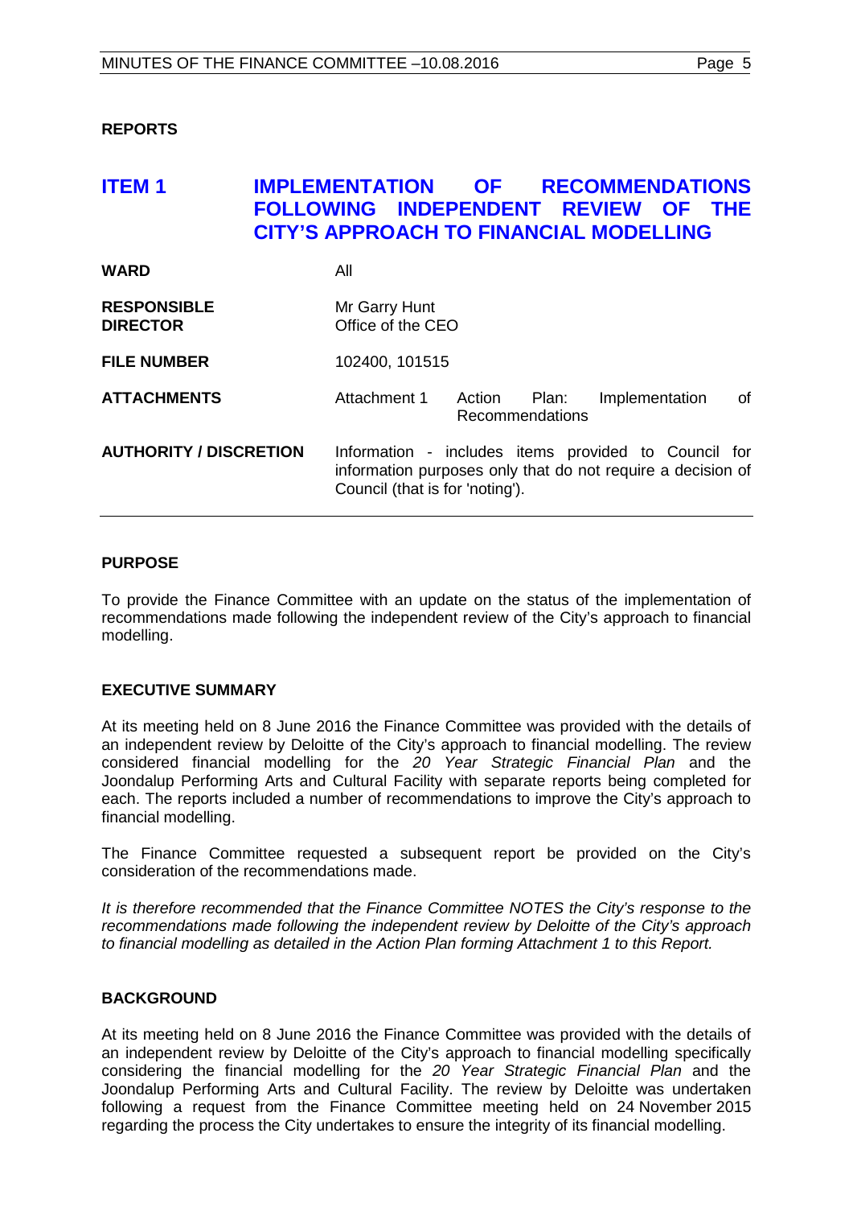**REPORTS**

## ITEM 1 IMPLEMENTATION OF RECOMMENDATIONS FOLLOWING INDEPENDENT REVIEW OF THE CITY'S APPROACH TO FINANCIAL MODELLING

| | |
|---|---|
| **WARD** | All |
| **RESPONSIBLE DIRECTOR** | Mr Garry Hunt<br>Office of the CEO |
| **FILE NUMBER** | 102400, 101515 |
| **ATTACHMENTS** | Attachment 1 Action Plan: Implementation of Recommendations |
| **AUTHORITY / DISCRETION** | Information - includes items provided to Council for information purposes only that do not require a decision of Council (that is for 'noting'). |

**PURPOSE**

To provide the Finance Committee with an update on the status of the implementation of recommendations made following the independent review of the City's approach to financial modelling.

**EXECUTIVE SUMMARY**

At its meeting held on 8 June 2016 the Finance Committee was provided with the details of an independent review by Deloitte of the City's approach to financial modelling. The review considered financial modelling for the *20 Year Strategic Financial Plan* and the Joondalup Performing Arts and Cultural Facility with separate reports being completed for each. The reports included a number of recommendations to improve the City's approach to financial modelling.

The Finance Committee requested a subsequent report be provided on the City's consideration of the recommendations made.

*It is therefore recommended that the Finance Committee NOTES the City's response to the recommendations made following the independent review by Deloitte of the City's approach to financial modelling as detailed in the Action Plan forming Attachment 1 to this Report.*

**BACKGROUND**

At its meeting held on 8 June 2016 the Finance Committee was provided with the details of an independent review by Deloitte of the City's approach to financial modelling specifically considering the financial modelling for the *20 Year Strategic Financial Plan* and the Joondalup Performing Arts and Cultural Facility. The review by Deloitte was undertaken following a request from the Finance Committee meeting held on 24 November 2015 regarding the process the City undertakes to ensure the integrity of its financial modelling.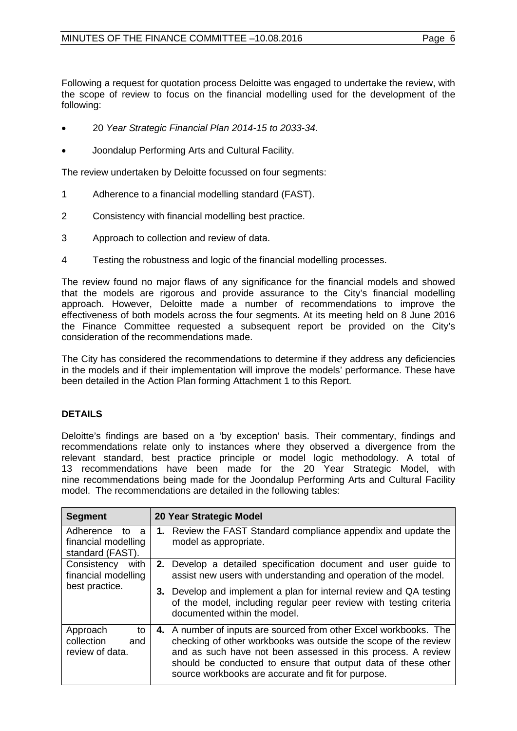Following a request for quotation process Deloitte was engaged to undertake the review, with the scope of review to focus on the financial modelling used for the development of the following:

- 20 *Year Strategic Financial Plan 2014-15 to 2033-34.*
- Joondalup Performing Arts and Cultural Facility.

The review undertaken by Deloitte focussed on four segments:

1 Adherence to a financial modelling standard (FAST).

2 Consistency with financial modelling best practice.

3 Approach to collection and review of data.

4 Testing the robustness and logic of the financial modelling processes.

The review found no major flaws of any significance for the financial models and showed that the models are rigorous and provide assurance to the City's financial modelling approach. However, Deloitte made a number of recommendations to improve the effectiveness of both models across the four segments. At its meeting held on 8 June 2016 the Finance Committee requested a subsequent report be provided on the City's consideration of the recommendations made.

The City has considered the recommendations to determine if they address any deficiencies in the models and if their implementation will improve the models' performance. These have been detailed in the Action Plan forming Attachment 1 to this Report.

## DETAILS

Deloitte's findings are based on a 'by exception' basis. Their commentary, findings and recommendations relate only to instances where they observed a divergence from the relevant standard, best practice principle or model logic methodology. A total of 13 recommendations have been made for the 20 Year Strategic Model, with nine recommendations being made for the Joondalup Performing Arts and Cultural Facility model. The recommendations are detailed in the following tables:

| Segment | 20 Year Strategic Model |
|---|---|
| Adherence to a financial modelling standard (FAST). | **1.** Review the FAST Standard compliance appendix and update the model as appropriate. |
| Consistency with financial modelling best practice. | **2.** Develop a detailed specification document and user guide to assist new users with understanding and operation of the model. |
| | **3.** Develop and implement a plan for internal review and QA testing of the model, including regular peer review with testing criteria documented within the model. |
| Approach to collection and review of data. | **4.** A number of inputs are sourced from other Excel workbooks. The checking of other workbooks was outside the scope of the review and as such have not been assessed in this process. A review should be conducted to ensure that output data of these other source workbooks are accurate and fit for purpose. |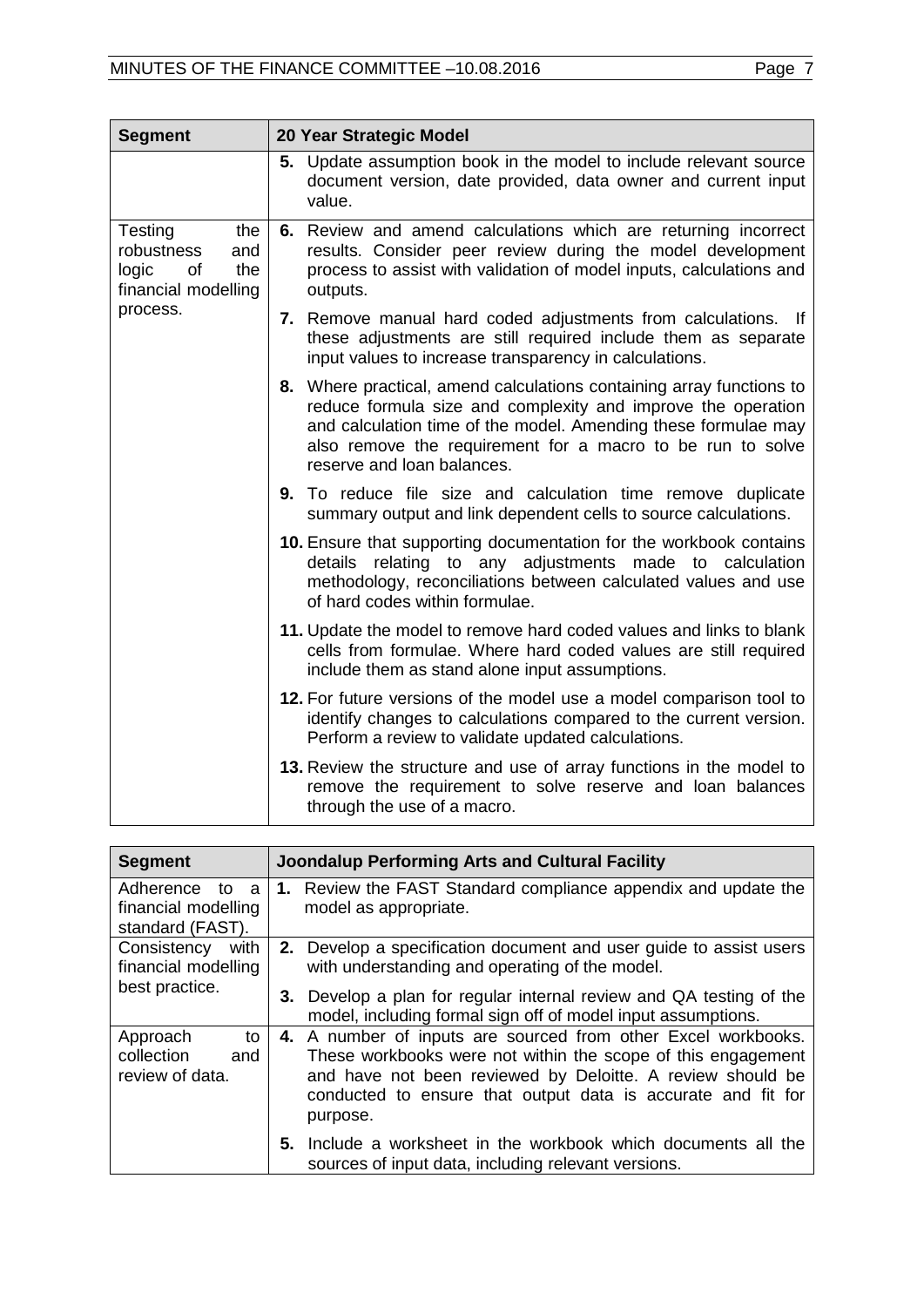| Segment | 20 Year Strategic Model |
| --- | --- |
| | **5.** Update assumption book in the model to include relevant source document version, date provided, data owner and current input value. |
| Testing the robustness and logic of the financial modelling process. | **6.** Review and amend calculations which are returning incorrect results. Consider peer review during the model development process to assist with validation of model inputs, calculations and outputs. |
| | **7.** Remove manual hard coded adjustments from calculations. If these adjustments are still required include them as separate input values to increase transparency in calculations. |
| | **8.** Where practical, amend calculations containing array functions to reduce formula size and complexity and improve the operation and calculation time of the model. Amending these formulae may also remove the requirement for a macro to be run to solve reserve and loan balances. |
| | **9.** To reduce file size and calculation time remove duplicate summary output and link dependent cells to source calculations. |
| | **10.** Ensure that supporting documentation for the workbook contains details relating to any adjustments made to calculation methodology, reconciliations between calculated values and use of hard codes within formulae. |
| | **11.** Update the model to remove hard coded values and links to blank cells from formulae. Where hard coded values are still required include them as stand alone input assumptions. |
| | **12.** For future versions of the model use a model comparison tool to identify changes to calculations compared to the current version. Perform a review to validate updated calculations. |
| | **13.** Review the structure and use of array functions in the model to remove the requirement to solve reserve and loan balances through the use of a macro. |

| Segment | Joondalup Performing Arts and Cultural Facility |
| --- | --- |
| Adherence to a financial modelling standard (FAST). | **1.** Review the FAST Standard compliance appendix and update the model as appropriate. |
| Consistency with financial modelling best practice. | **2.** Develop a specification document and user guide to assist users with understanding and operating of the model. |
| | **3.** Develop a plan for regular internal review and QA testing of the model, including formal sign off of model input assumptions. |
| Approach to collection and review of data. | **4.** A number of inputs are sourced from other Excel workbooks. These workbooks were not within the scope of this engagement and have not been reviewed by Deloitte. A review should be conducted to ensure that output data is accurate and fit for purpose. |
| | **5.** Include a worksheet in the workbook which documents all the sources of input data, including relevant versions. |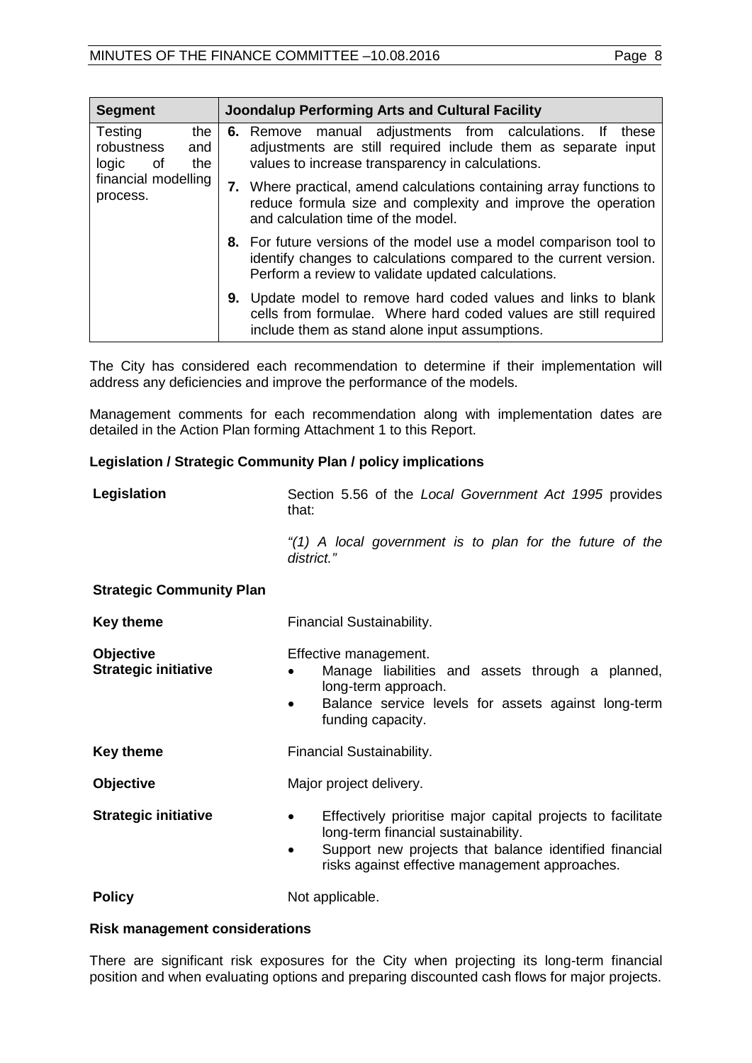| Segment | Joondalup Performing Arts and Cultural Facility |
|---|---|
| Testing the robustness and logic of the financial modelling process. | **6.** Remove manual adjustments from calculations. If these adjustments are still required include them as separate input values to increase transparency in calculations. |
| | **7.** Where practical, amend calculations containing array functions to reduce formula size and complexity and improve the operation and calculation time of the model. |
| | **8.** For future versions of the model use a model comparison tool to identify changes to calculations compared to the current version. Perform a review to validate updated calculations. |
| | **9.** Update model to remove hard coded values and links to blank cells from formulae. Where hard coded values are still required include them as stand alone input assumptions. |

The City has considered each recommendation to determine if their implementation will address any deficiencies and improve the performance of the models.

Management comments for each recommendation along with implementation dates are detailed in the Action Plan forming Attachment 1 to this Report.

### Legislation / Strategic Community Plan / policy implications

**Legislation** — Section 5.56 of the *Local Government Act 1995* provides that:

*"(1) A local government is to plan for the future of the district."*

**Strategic Community Plan**

**Key theme** — Financial Sustainability.

**Objective** — Effective management.

**Strategic initiative**

- Manage liabilities and assets through a planned, long-term approach.
- Balance service levels for assets against long-term funding capacity.

**Key theme** — Financial Sustainability.

**Objective** — Major project delivery.

**Strategic initiative**

- Effectively prioritise major capital projects to facilitate long-term financial sustainability.
- Support new projects that balance identified financial risks against effective management approaches.

**Policy** — Not applicable.

### Risk management considerations

There are significant risk exposures for the City when projecting its long-term financial position and when evaluating options and preparing discounted cash flows for major projects.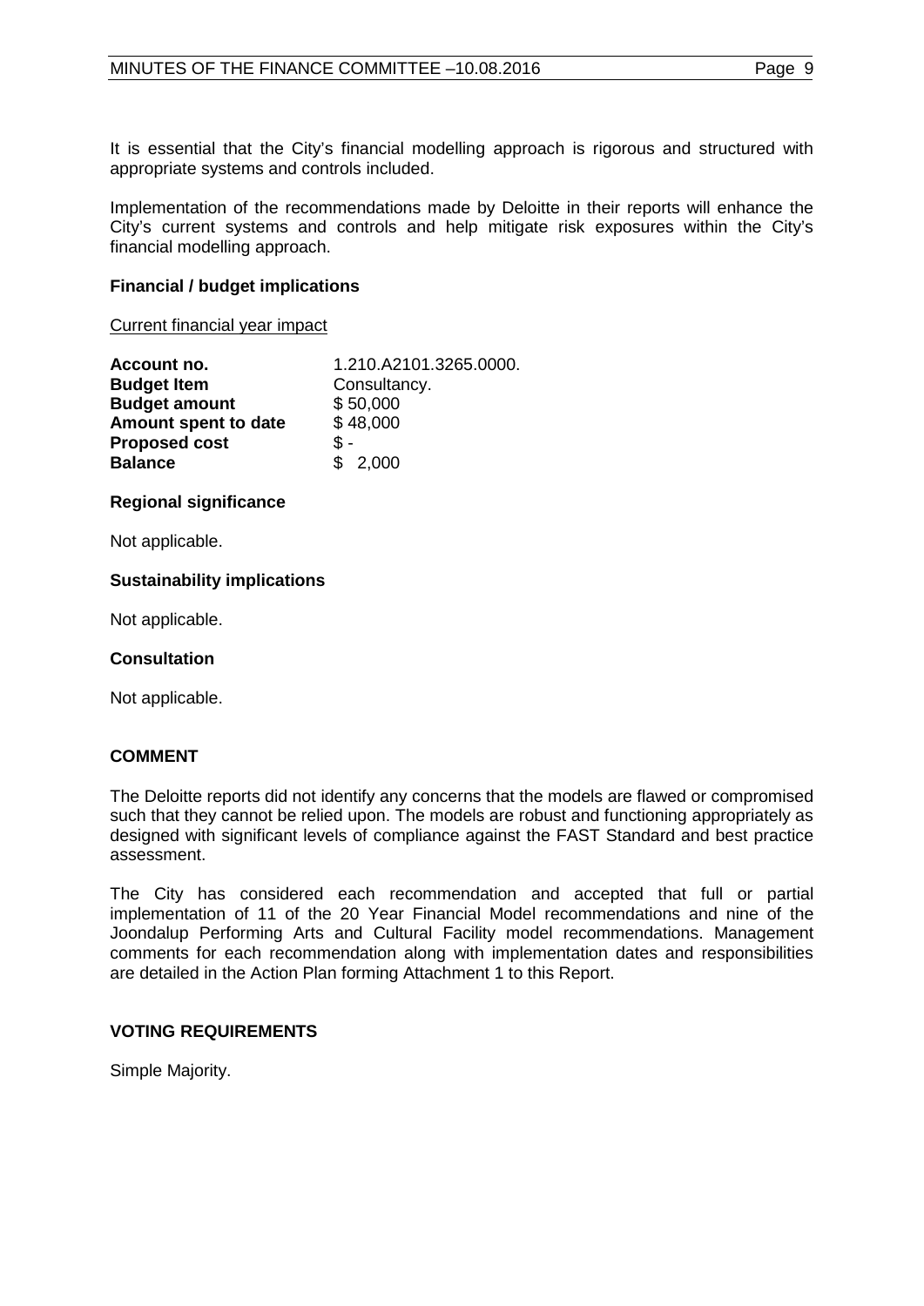It is essential that the City's financial modelling approach is rigorous and structured with appropriate systems and controls included.

Implementation of the recommendations made by Deloitte in their reports will enhance the City's current systems and controls and help mitigate risk exposures within the City's financial modelling approach.

**Financial / budget implications**

Current financial year impact

| | |
|---|---|
| **Account no.** | 1.210.A2101.3265.0000. |
| **Budget Item** | Consultancy. |
| **Budget amount** | $ 50,000 |
| **Amount spent to date** | $ 48,000 |
| **Proposed cost** | $ - |
| **Balance** | $ 2,000 |

**Regional significance**

Not applicable.

**Sustainability implications**

Not applicable.

**Consultation**

Not applicable.

**COMMENT**

The Deloitte reports did not identify any concerns that the models are flawed or compromised such that they cannot be relied upon. The models are robust and functioning appropriately as designed with significant levels of compliance against the FAST Standard and best practice assessment.

The City has considered each recommendation and accepted that full or partial implementation of 11 of the 20 Year Financial Model recommendations and nine of the Joondalup Performing Arts and Cultural Facility model recommendations. Management comments for each recommendation along with implementation dates and responsibilities are detailed in the Action Plan forming Attachment 1 to this Report.

**VOTING REQUIREMENTS**

Simple Majority.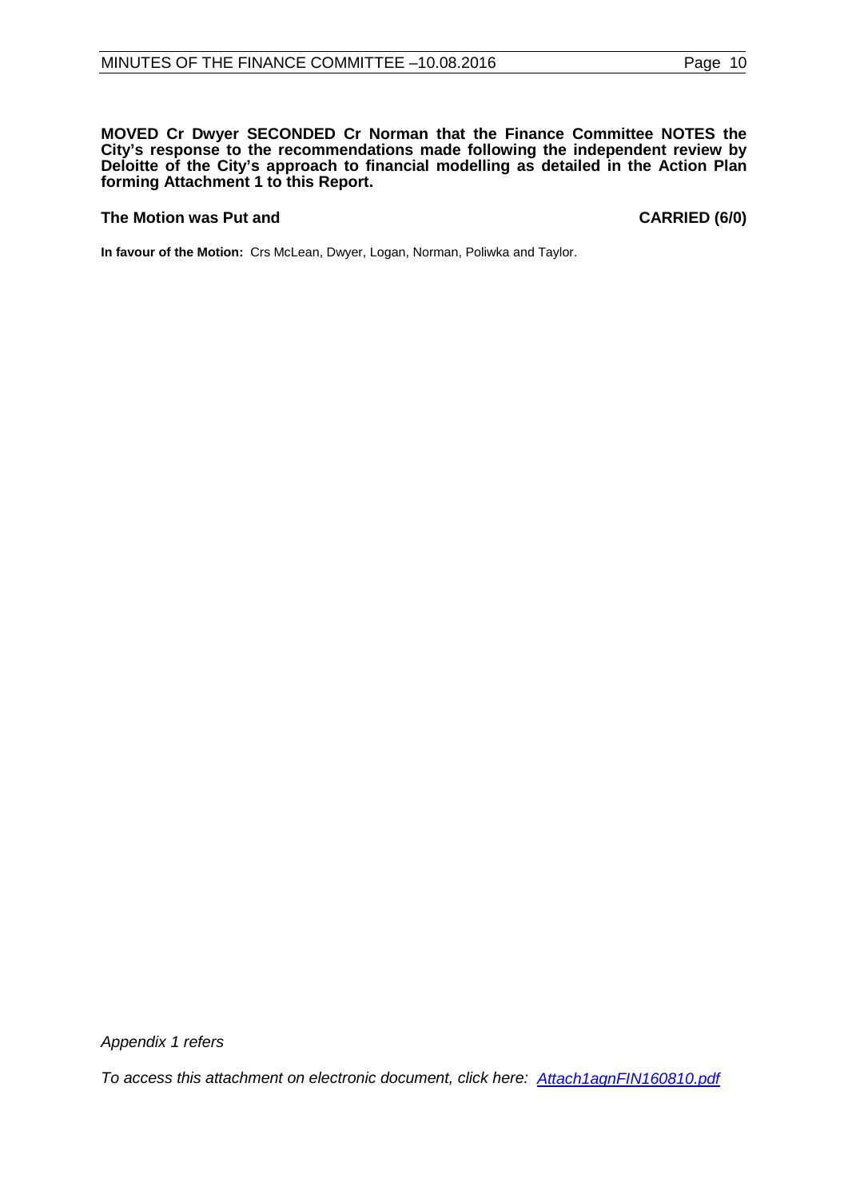**MOVED Cr Dwyer SECONDED Cr Norman that the Finance Committee NOTES the City's response to the recommendations made following the independent review by Deloitte of the City's approach to financial modelling as detailed in the Action Plan forming Attachment 1 to this Report.**

**The Motion was Put and** **CARRIED (6/0)**

**In favour of the Motion:** Crs McLean, Dwyer, Logan, Norman, Poliwka and Taylor.

*Appendix 1 refers*

*To access this attachment on electronic document, click here: Attach1agnFIN160810.pdf*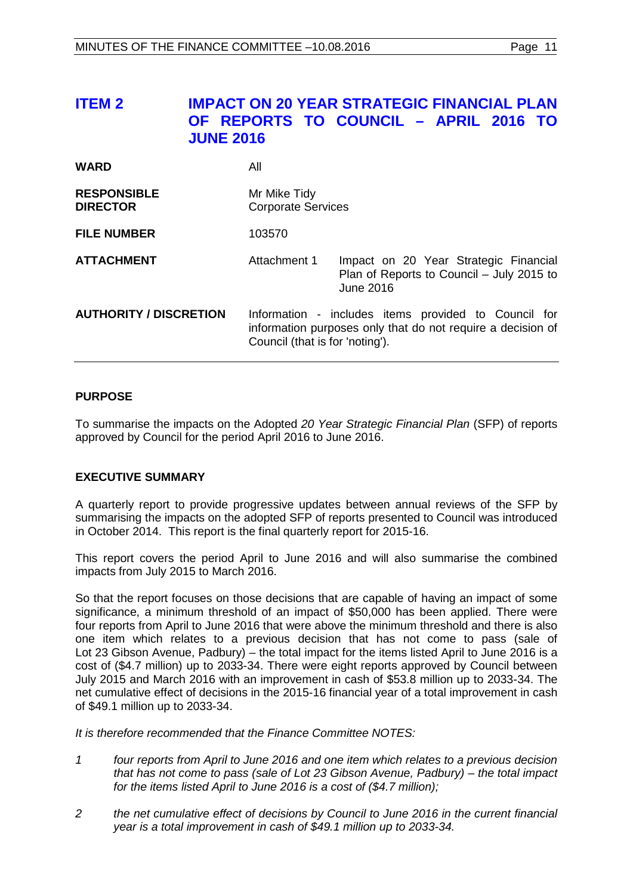## ITEM 2 IMPACT ON 20 YEAR STRATEGIC FINANCIAL PLAN OF REPORTS TO COUNCIL – APRIL 2016 TO JUNE 2016

| | | |
|---|---|---|
| **WARD** | All | |
| **RESPONSIBLE DIRECTOR** | Mr Mike Tidy<br>Corporate Services | |
| **FILE NUMBER** | 103570 | |
| **ATTACHMENT** | Attachment 1 | Impact on 20 Year Strategic Financial Plan of Reports to Council – July 2015 to June 2016 |
| **AUTHORITY / DISCRETION** | Information - includes items provided to Council for information purposes only that do not require a decision of Council (that is for 'noting'). | |

### PURPOSE

To summarise the impacts on the Adopted *20 Year Strategic Financial Plan* (SFP) of reports approved by Council for the period April 2016 to June 2016.

### EXECUTIVE SUMMARY

A quarterly report to provide progressive updates between annual reviews of the SFP by summarising the impacts on the adopted SFP of reports presented to Council was introduced in October 2014. This report is the final quarterly report for 2015-16.

This report covers the period April to June 2016 and will also summarise the combined impacts from July 2015 to March 2016.

So that the report focuses on those decisions that are capable of having an impact of some significance, a minimum threshold of an impact of $50,000 has been applied. There were four reports from April to June 2016 that were above the minimum threshold and there is also one item which relates to a previous decision that has not come to pass (sale of Lot 23 Gibson Avenue, Padbury) – the total impact for the items listed April to June 2016 is a cost of ($4.7 million) up to 2033-34. There were eight reports approved by Council between July 2015 and March 2016 with an improvement in cash of $53.8 million up to 2033-34. The net cumulative effect of decisions in the 2015-16 financial year of a total improvement in cash of $49.1 million up to 2033-34.

*It is therefore recommended that the Finance Committee NOTES:*

1. *four reports from April to June 2016 and one item which relates to a previous decision that has not come to pass (sale of Lot 23 Gibson Avenue, Padbury) – the total impact for the items listed April to June 2016 is a cost of ($4.7 million);*
2. *the net cumulative effect of decisions by Council to June 2016 in the current financial year is a total improvement in cash of $49.1 million up to 2033-34.*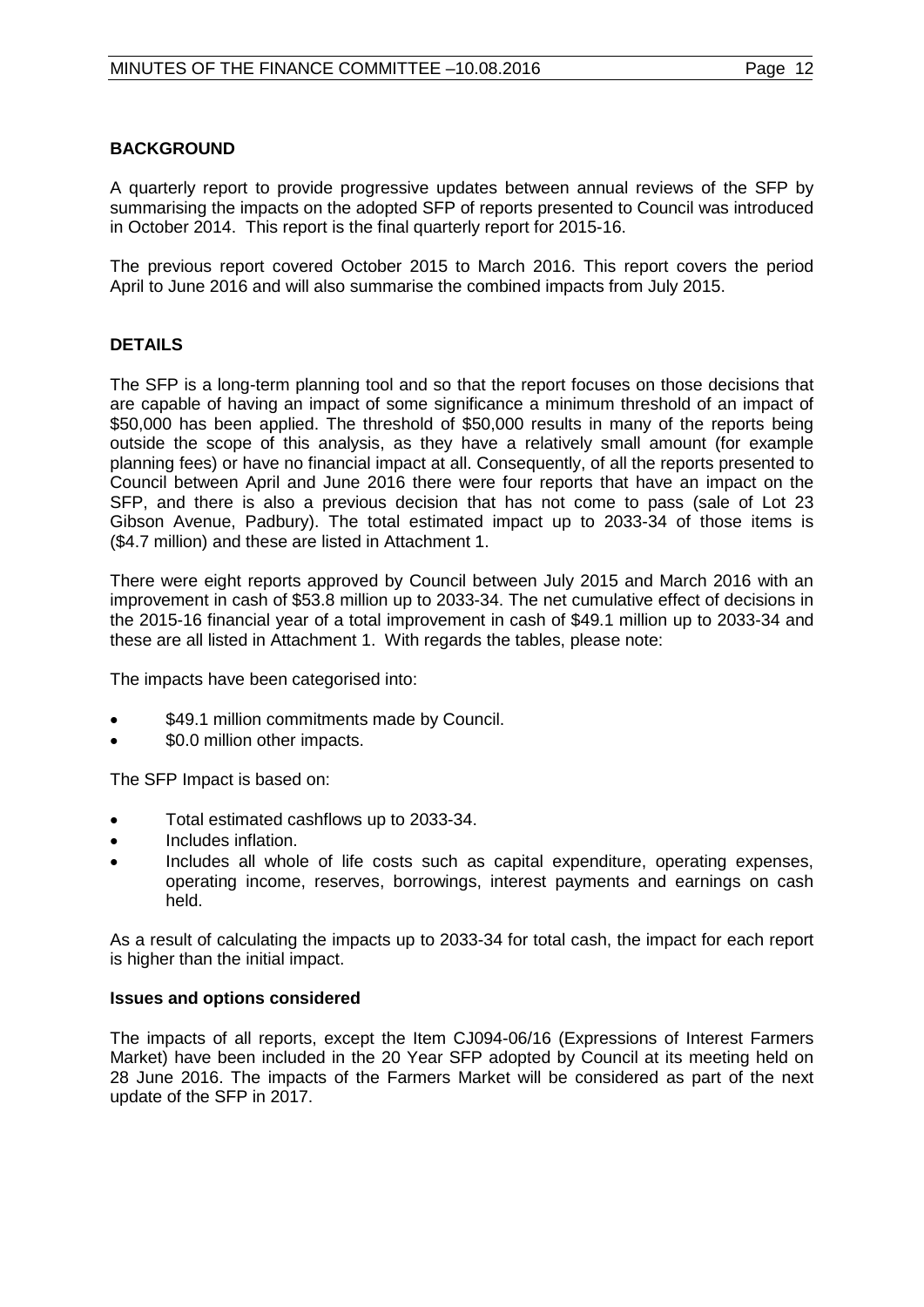## BACKGROUND

A quarterly report to provide progressive updates between annual reviews of the SFP by summarising the impacts on the adopted SFP of reports presented to Council was introduced in October 2014. This report is the final quarterly report for 2015-16.

The previous report covered October 2015 to March 2016. This report covers the period April to June 2016 and will also summarise the combined impacts from July 2015.

## DETAILS

The SFP is a long-term planning tool and so that the report focuses on those decisions that are capable of having an impact of some significance a minimum threshold of an impact of $50,000 has been applied. The threshold of $50,000 results in many of the reports being outside the scope of this analysis, as they have a relatively small amount (for example planning fees) or have no financial impact at all. Consequently, of all the reports presented to Council between April and June 2016 there were four reports that have an impact on the SFP, and there is also a previous decision that has not come to pass (sale of Lot 23 Gibson Avenue, Padbury). The total estimated impact up to 2033-34 of those items is ($4.7 million) and these are listed in Attachment 1.

There were eight reports approved by Council between July 2015 and March 2016 with an improvement in cash of $53.8 million up to 2033-34. The net cumulative effect of decisions in the 2015-16 financial year of a total improvement in cash of $49.1 million up to 2033-34 and these are all listed in Attachment 1. With regards the tables, please note:

The impacts have been categorised into:

- $49.1 million commitments made by Council.
- $0.0 million other impacts.

The SFP Impact is based on:

- Total estimated cashflows up to 2033-34.
- Includes inflation.
- Includes all whole of life costs such as capital expenditure, operating expenses, operating income, reserves, borrowings, interest payments and earnings on cash held.

As a result of calculating the impacts up to 2033-34 for total cash, the impact for each report is higher than the initial impact.

### Issues and options considered

The impacts of all reports, except the Item CJ094-06/16 (Expressions of Interest Farmers Market) have been included in the 20 Year SFP adopted by Council at its meeting held on 28 June 2016. The impacts of the Farmers Market will be considered as part of the next update of the SFP in 2017.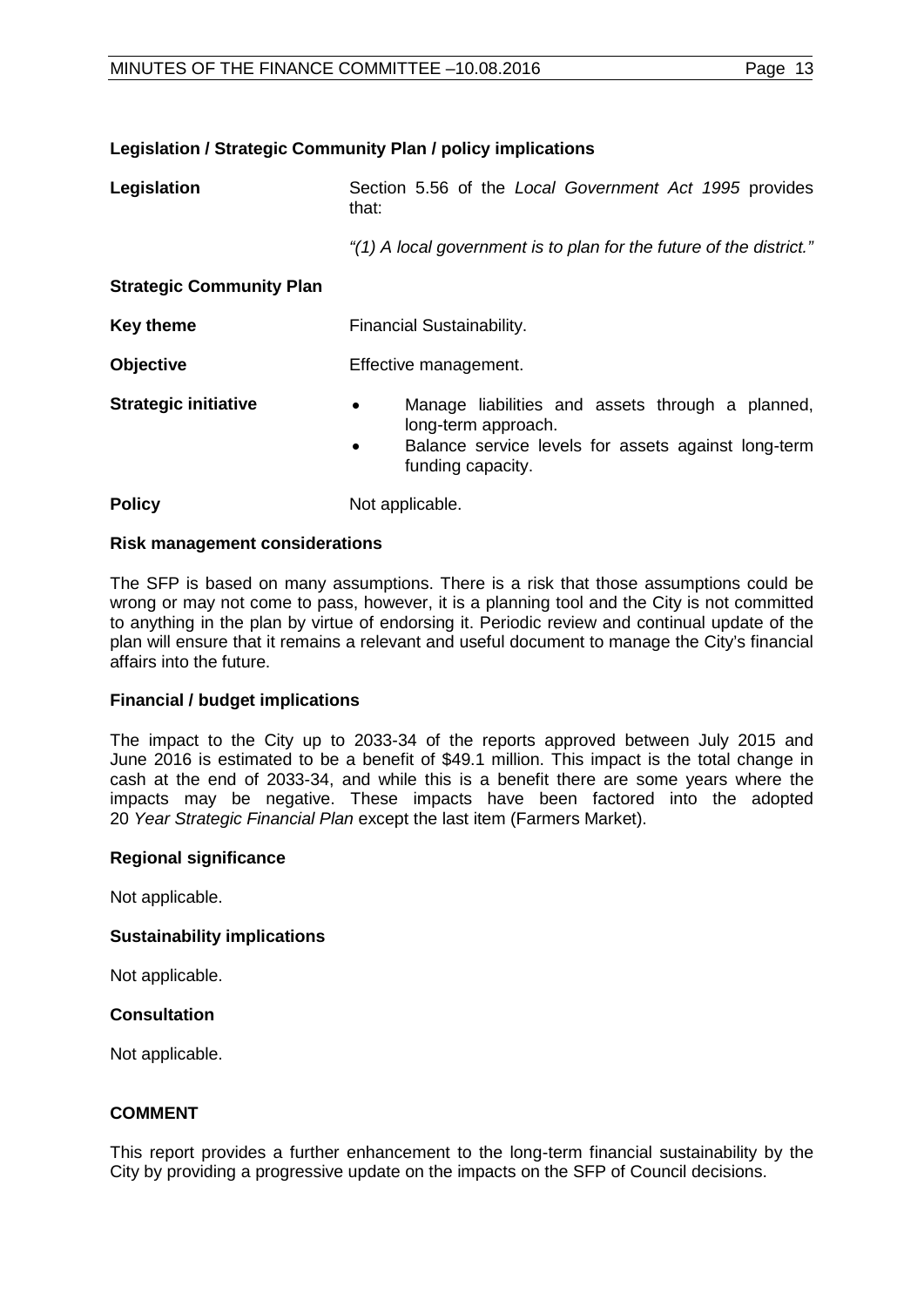### Legislation / Strategic Community Plan / policy implications

**Legislation** Section 5.56 of the *Local Government Act 1995* provides that:

*"(1) A local government is to plan for the future of the district."*

**Strategic Community Plan**

**Key theme** Financial Sustainability.

**Objective** Effective management.

**Strategic initiative**

- Manage liabilities and assets through a planned, long-term approach.
- Balance service levels for assets against long-term funding capacity.

**Policy** Not applicable.

### Risk management considerations

The SFP is based on many assumptions. There is a risk that those assumptions could be wrong or may not come to pass, however, it is a planning tool and the City is not committed to anything in the plan by virtue of endorsing it. Periodic review and continual update of the plan will ensure that it remains a relevant and useful document to manage the City's financial affairs into the future.

### Financial / budget implications

The impact to the City up to 2033-34 of the reports approved between July 2015 and June 2016 is estimated to be a benefit of $49.1 million. This impact is the total change in cash at the end of 2033-34, and while this is a benefit there are some years where the impacts may be negative. These impacts have been factored into the adopted 20 *Year Strategic Financial Plan* except the last item (Farmers Market).

### Regional significance

Not applicable.

### Sustainability implications

Not applicable.

### Consultation

Not applicable.

## COMMENT

This report provides a further enhancement to the long-term financial sustainability by the City by providing a progressive update on the impacts on the SFP of Council decisions.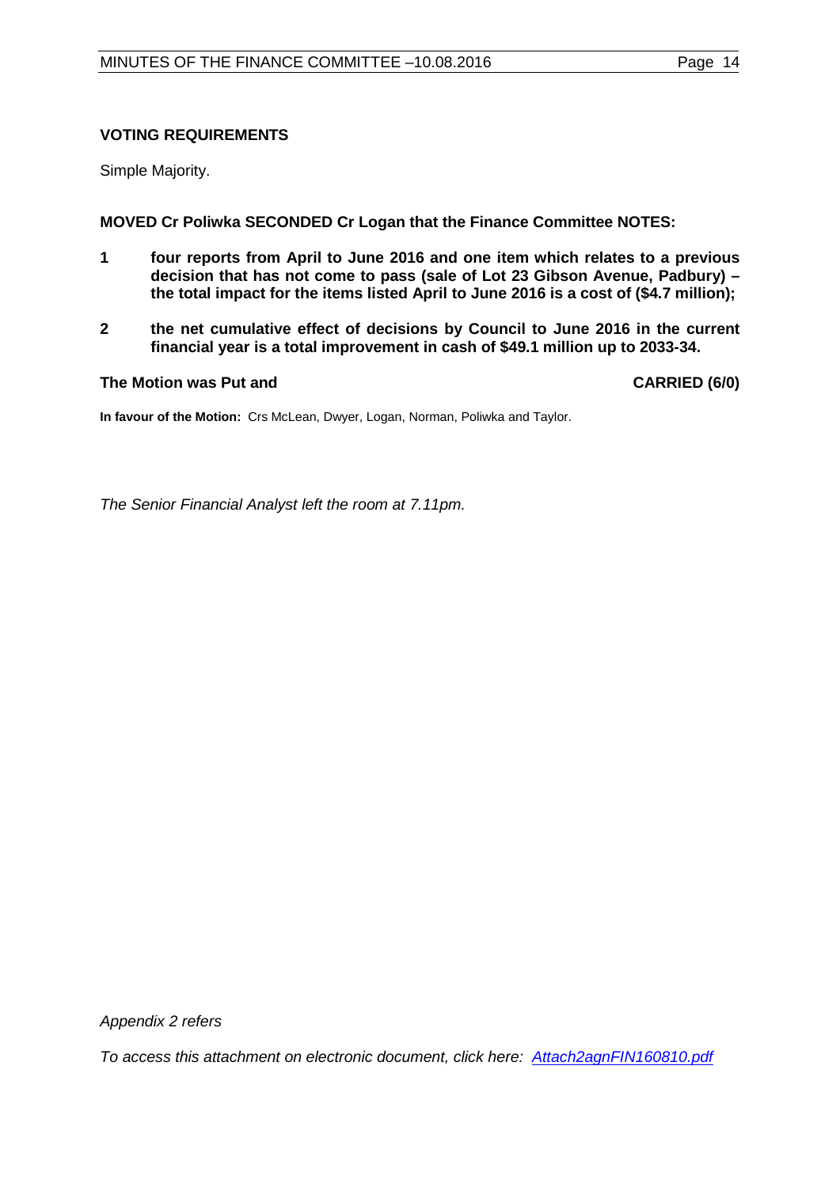**VOTING REQUIREMENTS**

Simple Majority.

**MOVED Cr Poliwka SECONDED Cr Logan that the Finance Committee NOTES:**

1. **four reports from April to June 2016 and one item which relates to a previous decision that has not come to pass (sale of Lot 23 Gibson Avenue, Padbury) – the total impact for the items listed April to June 2016 is a cost of ($4.7 million);**

2. **the net cumulative effect of decisions by Council to June 2016 in the current financial year is a total improvement in cash of $49.1 million up to 2033-34.**

**The Motion was Put and** **CARRIED (6/0)**

**In favour of the Motion:** Crs McLean, Dwyer, Logan, Norman, Poliwka and Taylor.

*The Senior Financial Analyst left the room at 7.11pm.*

*Appendix 2 refers*

*To access this attachment on electronic document, click here: [Attach2agnFIN160810.pdf](Attach2agnFIN160810.pdf)*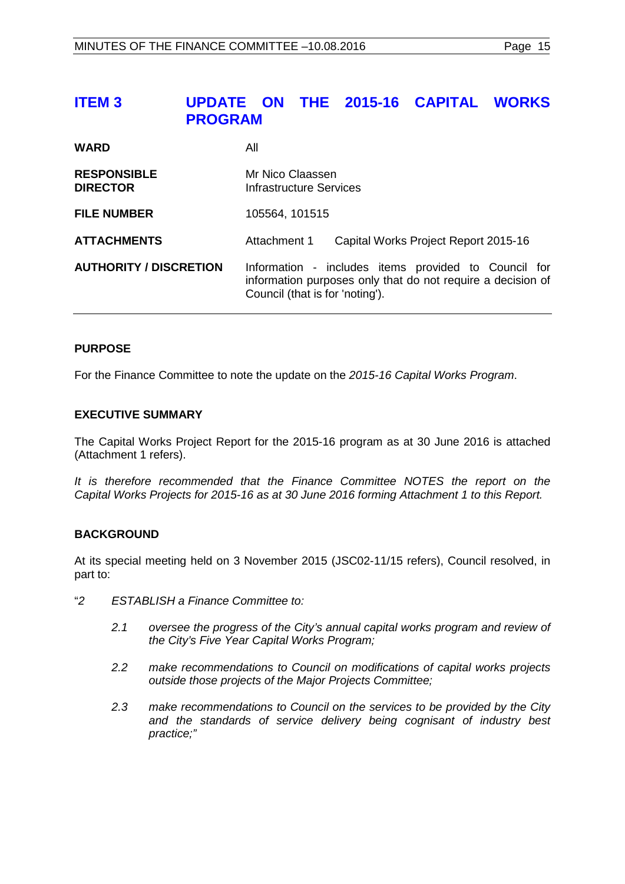# ITEM 3 UPDATE ON THE 2015-16 CAPITAL WORKS PROGRAM

| | | |
|---|---|---|
| **WARD** | All | |
| **RESPONSIBLE DIRECTOR** | Mr Nico Claassen<br>Infrastructure Services | |
| **FILE NUMBER** | 105564, 101515 | |
| **ATTACHMENTS** | Attachment 1 | Capital Works Project Report 2015-16 |
| **AUTHORITY / DISCRETION** | Information - includes items provided to Council for information purposes only that do not require a decision of Council (that is for 'noting'). | |

## PURPOSE

For the Finance Committee to note the update on the *2015-16 Capital Works Program*.

## EXECUTIVE SUMMARY

The Capital Works Project Report for the 2015-16 program as at 30 June 2016 is attached (Attachment 1 refers).

*It is therefore recommended that the Finance Committee NOTES the report on the Capital Works Projects for 2015-16 as at 30 June 2016 forming Attachment 1 to this Report.*

## BACKGROUND

At its special meeting held on 3 November 2015 (JSC02-11/15 refers), Council resolved, in part to:

"*2 ESTABLISH a Finance Committee to:*

*2.1 oversee the progress of the City's annual capital works program and review of the City's Five Year Capital Works Program;*

*2.2 make recommendations to Council on modifications of capital works projects outside those projects of the Major Projects Committee;*

*2.3 make recommendations to Council on the services to be provided by the City and the standards of service delivery being cognisant of industry best practice;"*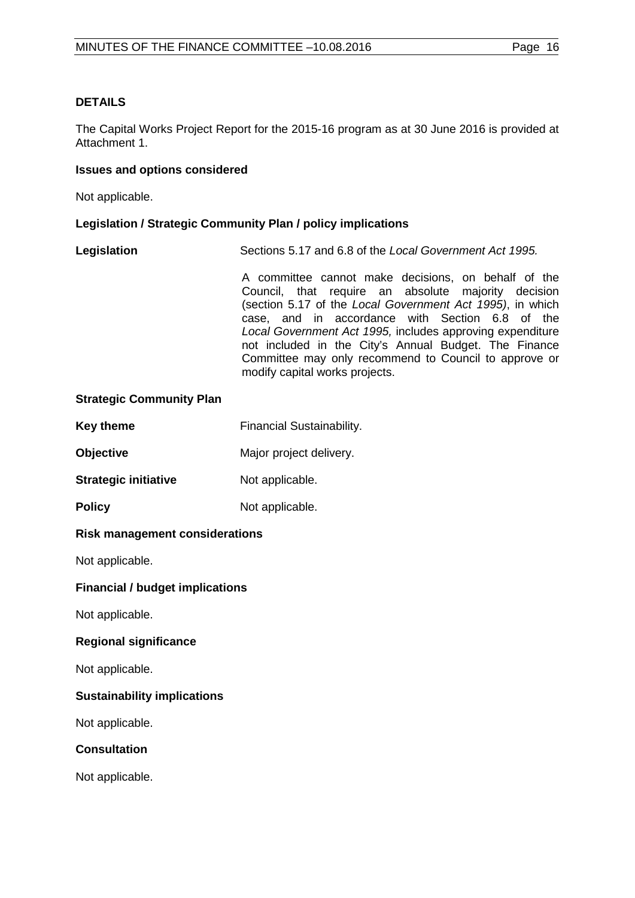## DETAILS

The Capital Works Project Report for the 2015-16 program as at 30 June 2016 is provided at Attachment 1.

### Issues and options considered

Not applicable.

### Legislation / Strategic Community Plan / policy implications

**Legislation** Sections 5.17 and 6.8 of the *Local Government Act 1995.*

A committee cannot make decisions, on behalf of the Council, that require an absolute majority decision (section 5.17 of the *Local Government Act 1995)*, in which case, and in accordance with Section 6.8 of the *Local Government Act 1995,* includes approving expenditure not included in the City's Annual Budget. The Finance Committee may only recommend to Council to approve or modify capital works projects.

### Strategic Community Plan

**Key theme** Financial Sustainability.

**Objective** Major project delivery.

**Strategic initiative** Not applicable.

**Policy** Not applicable.

### Risk management considerations

Not applicable.

### Financial / budget implications

Not applicable.

### Regional significance

Not applicable.

### Sustainability implications

Not applicable.

### Consultation

Not applicable.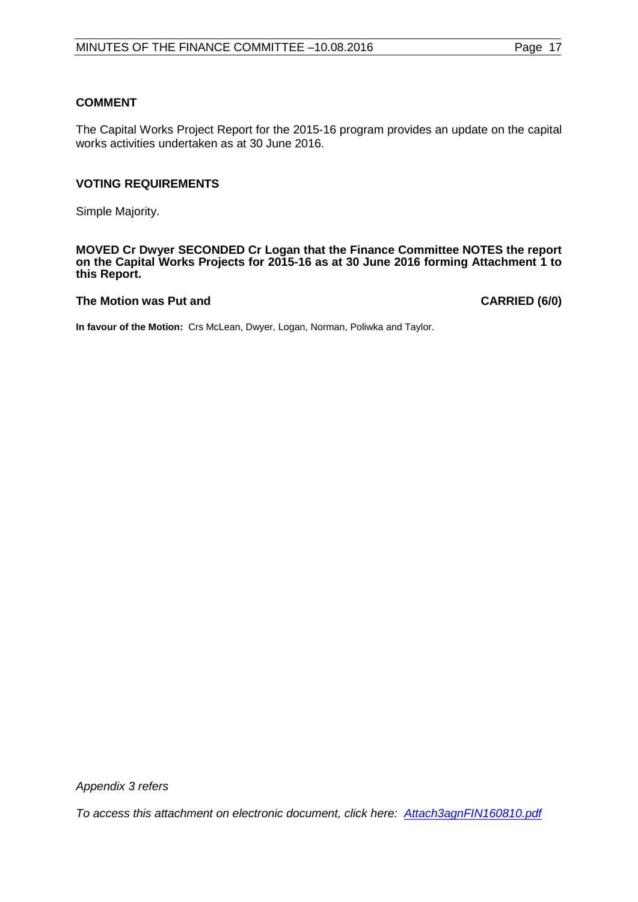**COMMENT**

The Capital Works Project Report for the 2015-16 program provides an update on the capital works activities undertaken as at 30 June 2016.

**VOTING REQUIREMENTS**

Simple Majority.

**MOVED Cr Dwyer SECONDED Cr Logan that the Finance Committee NOTES the report on the Capital Works Projects for 2015-16 as at 30 June 2016 forming Attachment 1 to this Report.**

**The Motion was Put and CARRIED (6/0)**

**In favour of the Motion:** Crs McLean, Dwyer, Logan, Norman, Poliwka and Taylor.

*Appendix 3 refers*

*To access this attachment on electronic document, click here: Attach3agnFIN160810.pdf*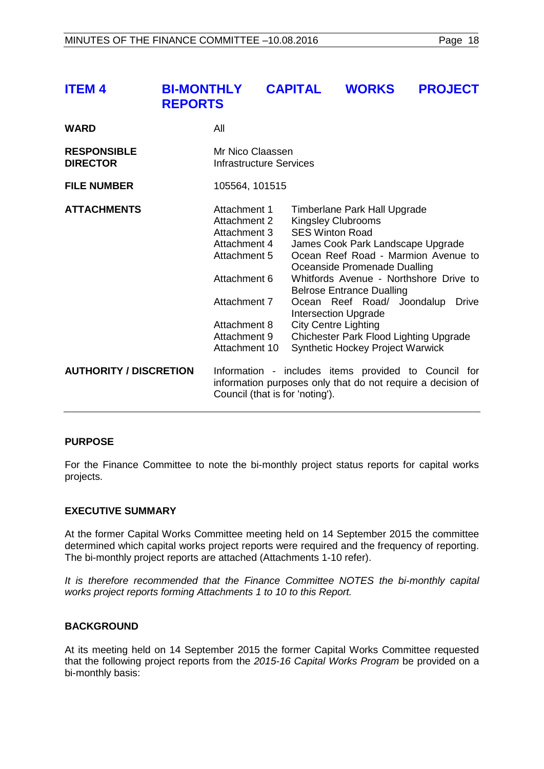## ITEM 4 BI-MONTHLY CAPITAL WORKS PROJECT REPORTS

| | |
|---|---|
| **WARD** | All |
| **RESPONSIBLE DIRECTOR** | Mr Nico Claassen<br>Infrastructure Services |
| **FILE NUMBER** | 105564, 101515 |
| **ATTACHMENTS** | Attachment 1 Timberlane Park Hall Upgrade<br>Attachment 2 Kingsley Clubrooms<br>Attachment 3 SES Winton Road<br>Attachment 4 James Cook Park Landscape Upgrade<br>Attachment 5 Ocean Reef Road - Marmion Avenue to Oceanside Promenade Dualling<br>Attachment 6 Whitfords Avenue - Northshore Drive to Belrose Entrance Dualling<br>Attachment 7 Ocean Reef Road/ Joondalup Drive Intersection Upgrade<br>Attachment 8 City Centre Lighting<br>Attachment 9 Chichester Park Flood Lighting Upgrade<br>Attachment 10 Synthetic Hockey Project Warwick |
| **AUTHORITY / DISCRETION** | Information - includes items provided to Council for information purposes only that do not require a decision of Council (that is for 'noting'). |

### PURPOSE

For the Finance Committee to note the bi-monthly project status reports for capital works projects.

### EXECUTIVE SUMMARY

At the former Capital Works Committee meeting held on 14 September 2015 the committee determined which capital works project reports were required and the frequency of reporting. The bi-monthly project reports are attached (Attachments 1-10 refer).

*It is therefore recommended that the Finance Committee NOTES the bi-monthly capital works project reports forming Attachments 1 to 10 to this Report.*

### BACKGROUND

At its meeting held on 14 September 2015 the former Capital Works Committee requested that the following project reports from the *2015-16 Capital Works Program* be provided on a bi-monthly basis: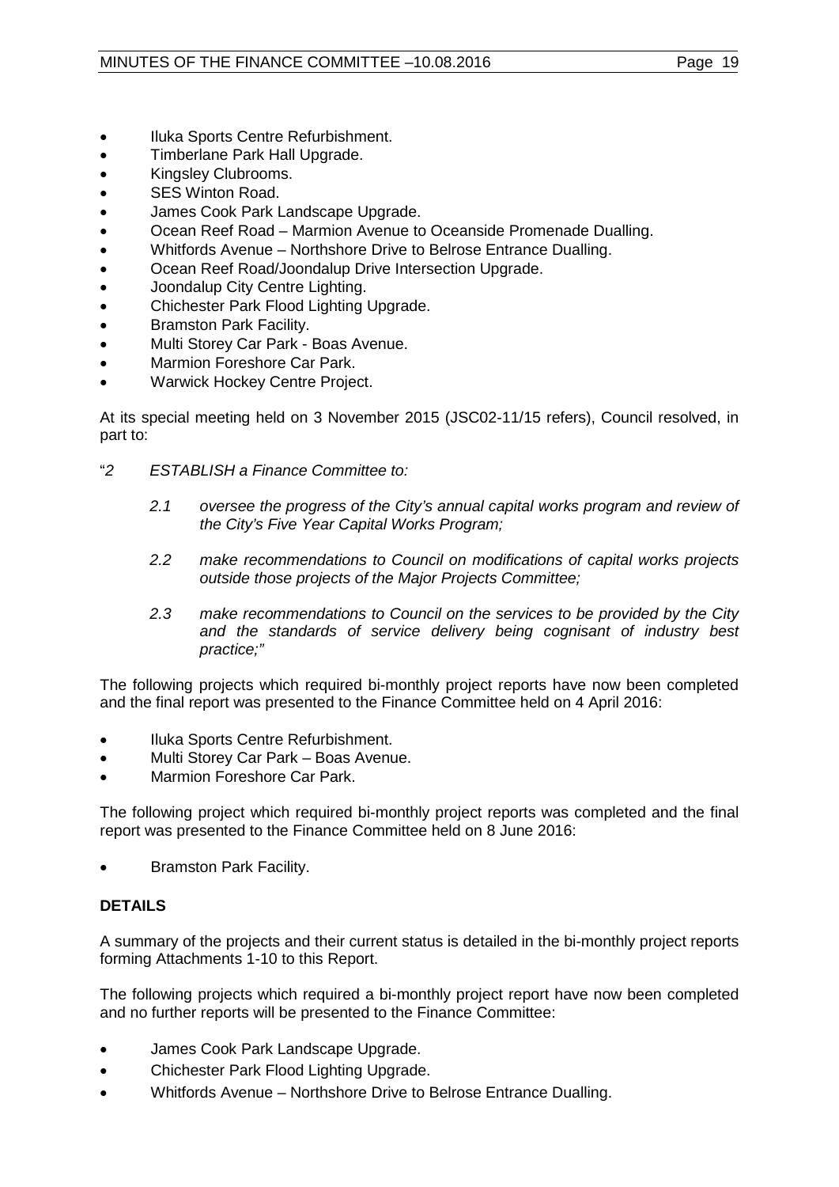- Iluka Sports Centre Refurbishment.
- Timberlane Park Hall Upgrade.
- Kingsley Clubrooms.
- SES Winton Road.
- James Cook Park Landscape Upgrade.
- Ocean Reef Road – Marmion Avenue to Oceanside Promenade Dualling.
- Whitfords Avenue – Northshore Drive to Belrose Entrance Dualling.
- Ocean Reef Road/Joondalup Drive Intersection Upgrade.
- Joondalup City Centre Lighting.
- Chichester Park Flood Lighting Upgrade.
- Bramston Park Facility.
- Multi Storey Car Park - Boas Avenue.
- Marmion Foreshore Car Park.
- Warwick Hockey Centre Project.

At its special meeting held on 3 November 2015 (JSC02-11/15 refers), Council resolved, in part to:

"*2 ESTABLISH a Finance Committee to:*

> *2.1 oversee the progress of the City's annual capital works program and review of the City's Five Year Capital Works Program;*
>
> *2.2 make recommendations to Council on modifications of capital works projects outside those projects of the Major Projects Committee;*
>
> *2.3 make recommendations to Council on the services to be provided by the City and the standards of service delivery being cognisant of industry best practice;"*

The following projects which required bi-monthly project reports have now been completed and the final report was presented to the Finance Committee held on 4 April 2016:

- Iluka Sports Centre Refurbishment.
- Multi Storey Car Park – Boas Avenue.
- Marmion Foreshore Car Park.

The following project which required bi-monthly project reports was completed and the final report was presented to the Finance Committee held on 8 June 2016:

- Bramston Park Facility.

## DETAILS

A summary of the projects and their current status is detailed in the bi-monthly project reports forming Attachments 1-10 to this Report.

The following projects which required a bi-monthly project report have now been completed and no further reports will be presented to the Finance Committee:

- James Cook Park Landscape Upgrade.
- Chichester Park Flood Lighting Upgrade.
- Whitfords Avenue – Northshore Drive to Belrose Entrance Dualling.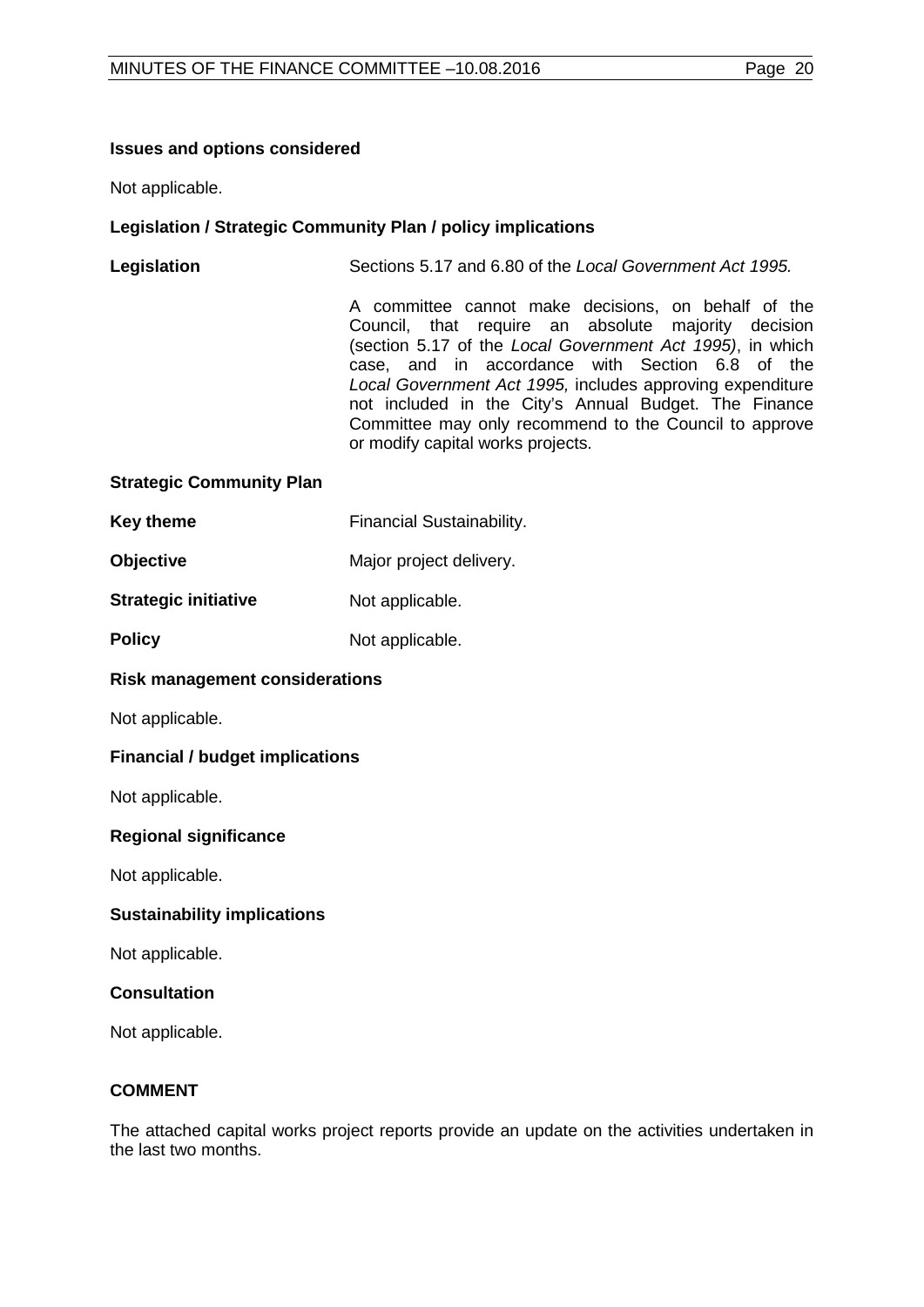**Issues and options considered**

Not applicable.

**Legislation / Strategic Community Plan / policy implications**

**Legislation** Sections 5.17 and 6.80 of the *Local Government Act 1995.*

A committee cannot make decisions, on behalf of the Council, that require an absolute majority decision (section 5.17 of the *Local Government Act 1995)*, in which case, and in accordance with Section 6.8 of the *Local Government Act 1995,* includes approving expenditure not included in the City's Annual Budget. The Finance Committee may only recommend to the Council to approve or modify capital works projects.

**Strategic Community Plan**

**Key theme** Financial Sustainability.

**Objective** Major project delivery.

**Strategic initiative** Not applicable.

**Policy** Not applicable.

**Risk management considerations**

Not applicable.

**Financial / budget implications**

Not applicable.

**Regional significance**

Not applicable.

**Sustainability implications**

Not applicable.

**Consultation**

Not applicable.

**COMMENT**

The attached capital works project reports provide an update on the activities undertaken in the last two months.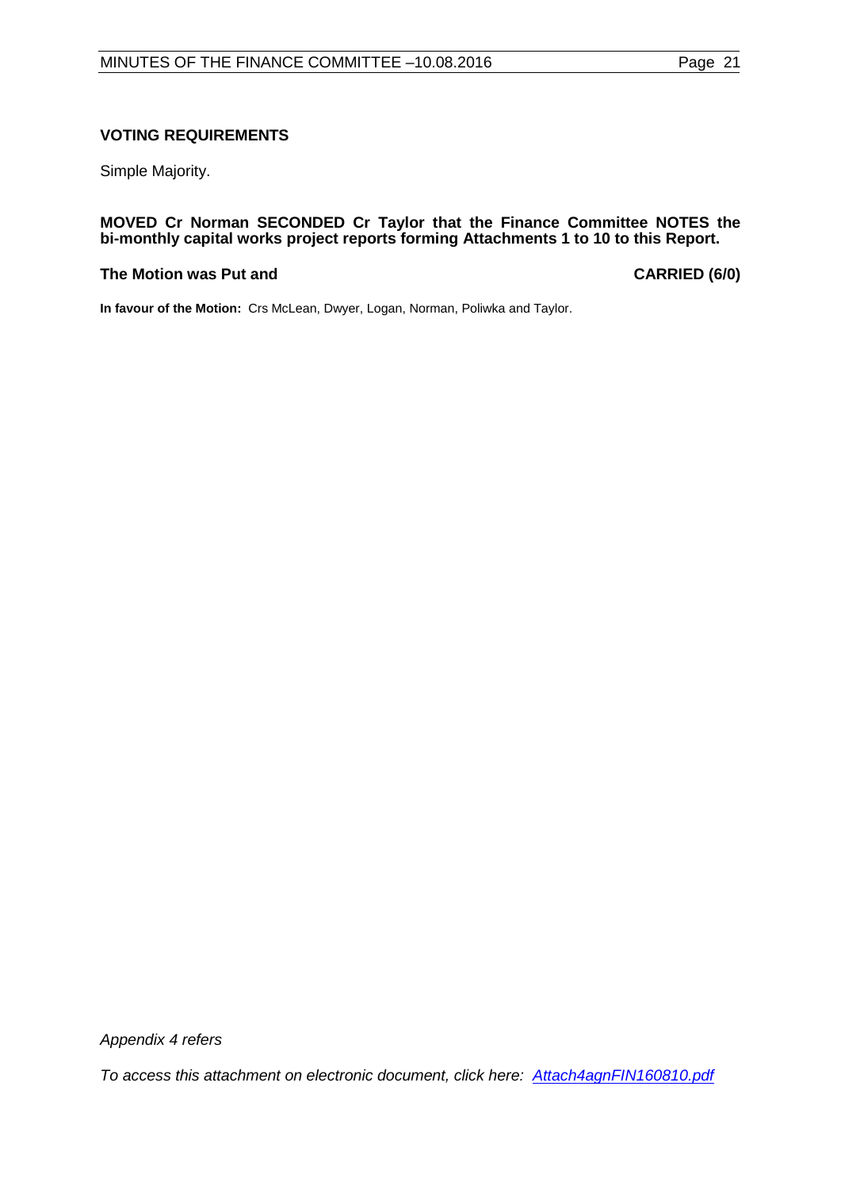**VOTING REQUIREMENTS**

Simple Majority.

**MOVED Cr Norman SECONDED Cr Taylor that the Finance Committee NOTES the bi-monthly capital works project reports forming Attachments 1 to 10 to this Report.**

**The Motion was Put and** **CARRIED (6/0)**

**In favour of the Motion:** Crs McLean, Dwyer, Logan, Norman, Poliwka and Taylor.

*Appendix 4 refers*

*To access this attachment on electronic document, click here: [Attach4agnFIN160810.pdf](Attach4agnFIN160810.pdf)*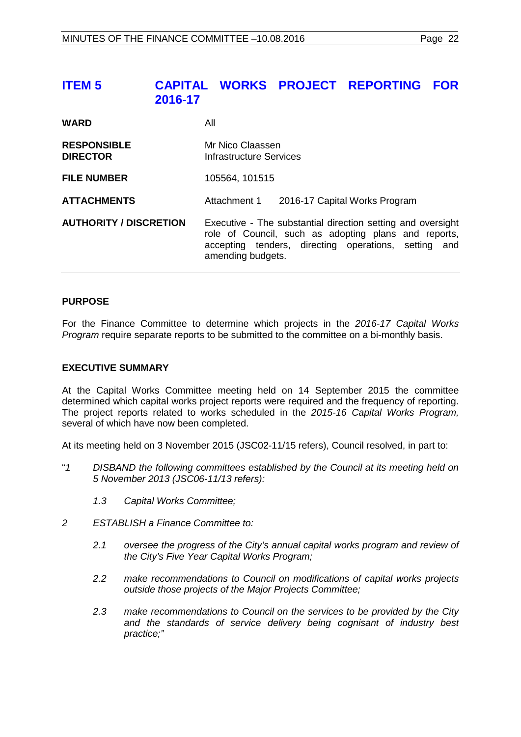# ITEM 5 CAPITAL WORKS PROJECT REPORTING FOR 2016-17

| | |
|---|---|
| **WARD** | All |
| **RESPONSIBLE DIRECTOR** | Mr Nico Claassen<br>Infrastructure Services |
| **FILE NUMBER** | 105564, 101515 |
| **ATTACHMENTS** | Attachment 1 2016-17 Capital Works Program |
| **AUTHORITY / DISCRETION** | Executive - The substantial direction setting and oversight role of Council, such as adopting plans and reports, accepting tenders, directing operations, setting and amending budgets. |

## PURPOSE

For the Finance Committee to determine which projects in the *2016-17 Capital Works Program* require separate reports to be submitted to the committee on a bi-monthly basis.

## EXECUTIVE SUMMARY

At the Capital Works Committee meeting held on 14 September 2015 the committee determined which capital works project reports were required and the frequency of reporting. The project reports related to works scheduled in the *2015-16 Capital Works Program,* several of which have now been completed.

At its meeting held on 3 November 2015 (JSC02-11/15 refers), Council resolved, in part to:

"*1 DISBAND the following committees established by the Council at its meeting held on 5 November 2013 (JSC06-11/13 refers):*

*1.3 Capital Works Committee;*

*2 ESTABLISH a Finance Committee to:*

*2.1 oversee the progress of the City's annual capital works program and review of the City's Five Year Capital Works Program;*

*2.2 make recommendations to Council on modifications of capital works projects outside those projects of the Major Projects Committee;*

*2.3 make recommendations to Council on the services to be provided by the City and the standards of service delivery being cognisant of industry best practice;"*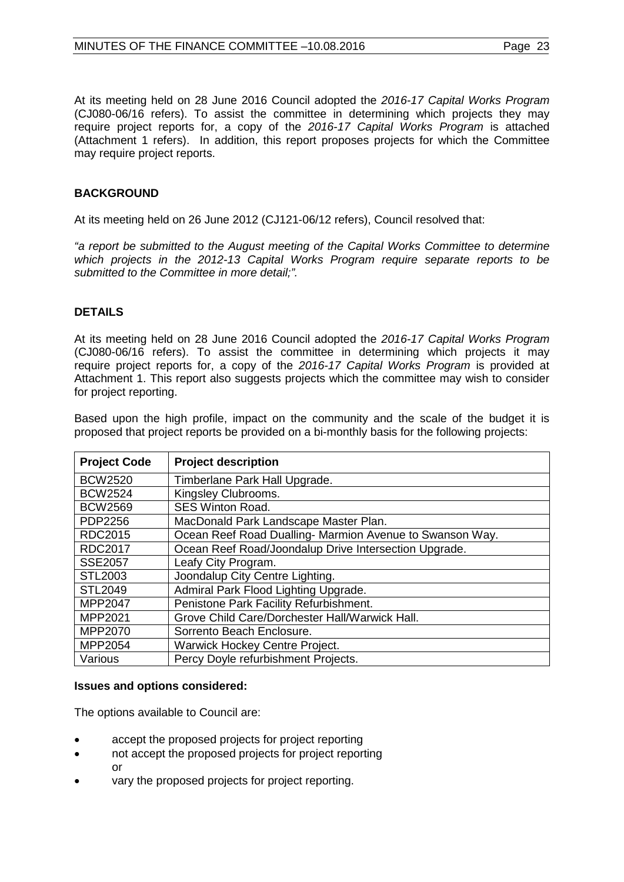At its meeting held on 28 June 2016 Council adopted the *2016-17 Capital Works Program* (CJ080-06/16 refers). To assist the committee in determining which projects they may require project reports for, a copy of the *2016-17 Capital Works Program* is attached (Attachment 1 refers). In addition, this report proposes projects for which the Committee may require project reports.

## BACKGROUND

At its meeting held on 26 June 2012 (CJ121-06/12 refers), Council resolved that:

*"a report be submitted to the August meeting of the Capital Works Committee to determine which projects in the 2012-13 Capital Works Program require separate reports to be submitted to the Committee in more detail;".*

## DETAILS

At its meeting held on 28 June 2016 Council adopted the *2016-17 Capital Works Program* (CJ080-06/16 refers). To assist the committee in determining which projects it may require project reports for, a copy of the *2016-17 Capital Works Program* is provided at Attachment 1. This report also suggests projects which the committee may wish to consider for project reporting.

Based upon the high profile, impact on the community and the scale of the budget it is proposed that project reports be provided on a bi-monthly basis for the following projects:

| Project Code | Project description |
|---|---|
| BCW2520 | Timberlane Park Hall Upgrade. |
| BCW2524 | Kingsley Clubrooms. |
| BCW2569 | SES Winton Road. |
| PDP2256 | MacDonald Park Landscape Master Plan. |
| RDC2015 | Ocean Reef Road Dualling- Marmion Avenue to Swanson Way. |
| RDC2017 | Ocean Reef Road/Joondalup Drive Intersection Upgrade. |
| SSE2057 | Leafy City Program. |
| STL2003 | Joondalup City Centre Lighting. |
| STL2049 | Admiral Park Flood Lighting Upgrade. |
| MPP2047 | Penistone Park Facility Refurbishment. |
| MPP2021 | Grove Child Care/Dorchester Hall/Warwick Hall. |
| MPP2070 | Sorrento Beach Enclosure. |
| MPP2054 | Warwick Hockey Centre Project. |
| Various | Percy Doyle refurbishment Projects. |

**Issues and options considered:**

The options available to Council are:

- accept the proposed projects for project reporting
- not accept the proposed projects for project reporting
  or
- vary the proposed projects for project reporting.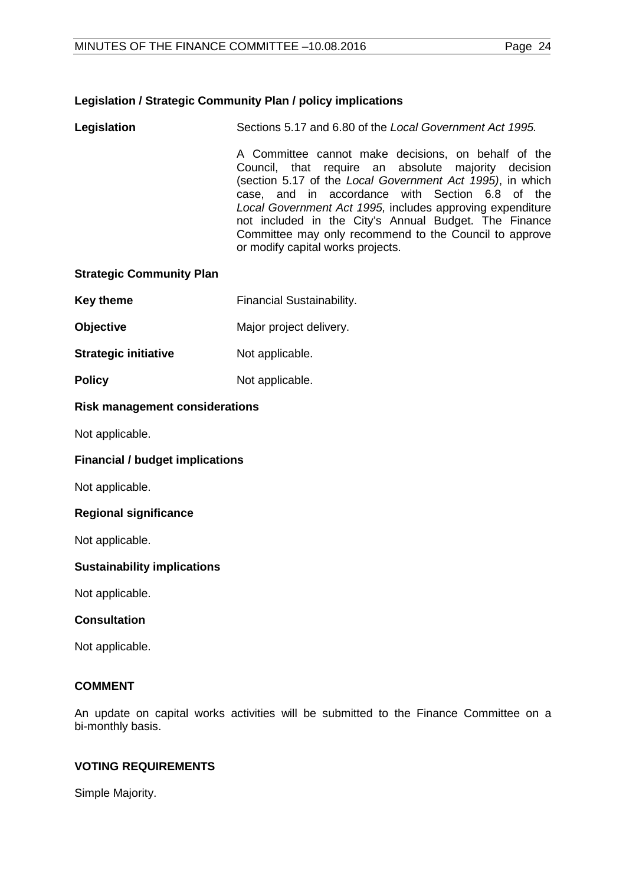### Legislation / Strategic Community Plan / policy implications

**Legislation** Sections 5.17 and 6.80 of the *Local Government Act 1995.*

A Committee cannot make decisions, on behalf of the Council, that require an absolute majority decision (section 5.17 of the *Local Government Act 1995)*, in which case, and in accordance with Section 6.8 of the *Local Government Act 1995,* includes approving expenditure not included in the City's Annual Budget. The Finance Committee may only recommend to the Council to approve or modify capital works projects.

**Strategic Community Plan**

**Key theme** Financial Sustainability.

**Objective** Major project delivery.

**Strategic initiative** Not applicable.

**Policy** Not applicable.

**Risk management considerations**

Not applicable.

**Financial / budget implications**

Not applicable.

**Regional significance**

Not applicable.

**Sustainability implications**

Not applicable.

**Consultation**

Not applicable.

### COMMENT

An update on capital works activities will be submitted to the Finance Committee on a bi-monthly basis.

### VOTING REQUIREMENTS

Simple Majority.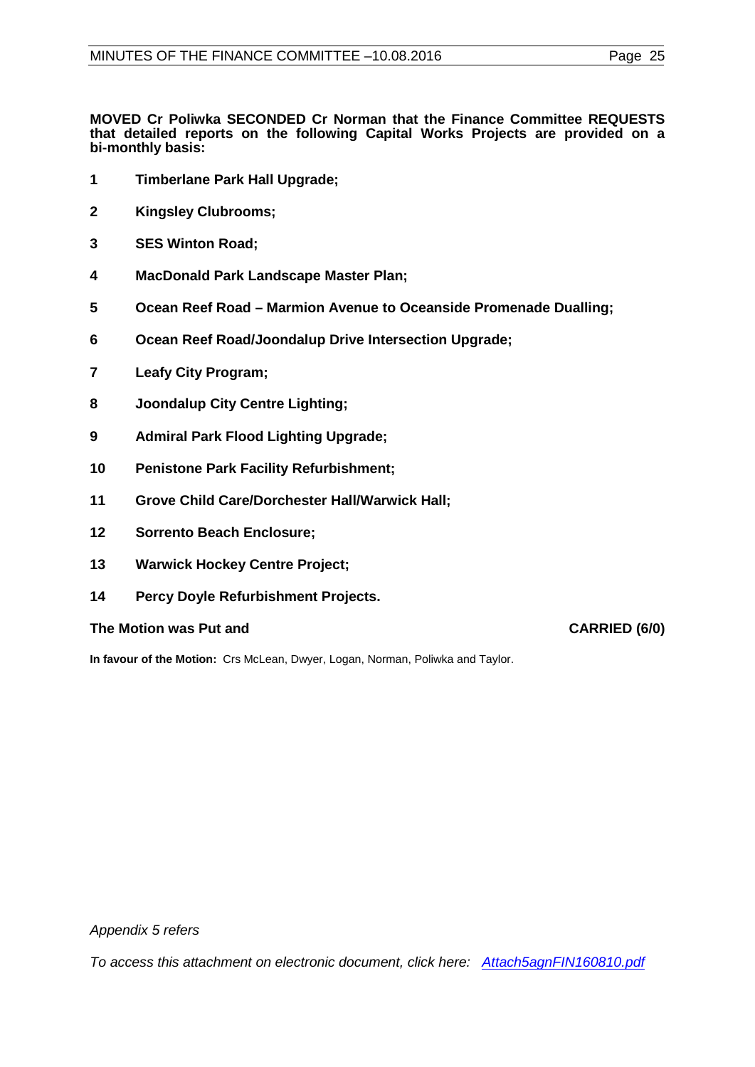**MOVED Cr Poliwka SECONDED Cr Norman that the Finance Committee REQUESTS that detailed reports on the following Capital Works Projects are provided on a bi-monthly basis:**

1. **Timberlane Park Hall Upgrade;**
2. **Kingsley Clubrooms;**
3. **SES Winton Road;**
4. **MacDonald Park Landscape Master Plan;**
5. **Ocean Reef Road – Marmion Avenue to Oceanside Promenade Dualling;**
6. **Ocean Reef Road/Joondalup Drive Intersection Upgrade;**
7. **Leafy City Program;**
8. **Joondalup City Centre Lighting;**
9. **Admiral Park Flood Lighting Upgrade;**
10. **Penistone Park Facility Refurbishment;**
11. **Grove Child Care/Dorchester Hall/Warwick Hall;**
12. **Sorrento Beach Enclosure;**
13. **Warwick Hockey Centre Project;**
14. **Percy Doyle Refurbishment Projects.**

**The Motion was Put and** **CARRIED (6/0)**

**In favour of the Motion:** Crs McLean, Dwyer, Logan, Norman, Poliwka and Taylor.

*Appendix 5 refers*

*To access this attachment on electronic document, click here: Attach5agnFIN160810.pdf*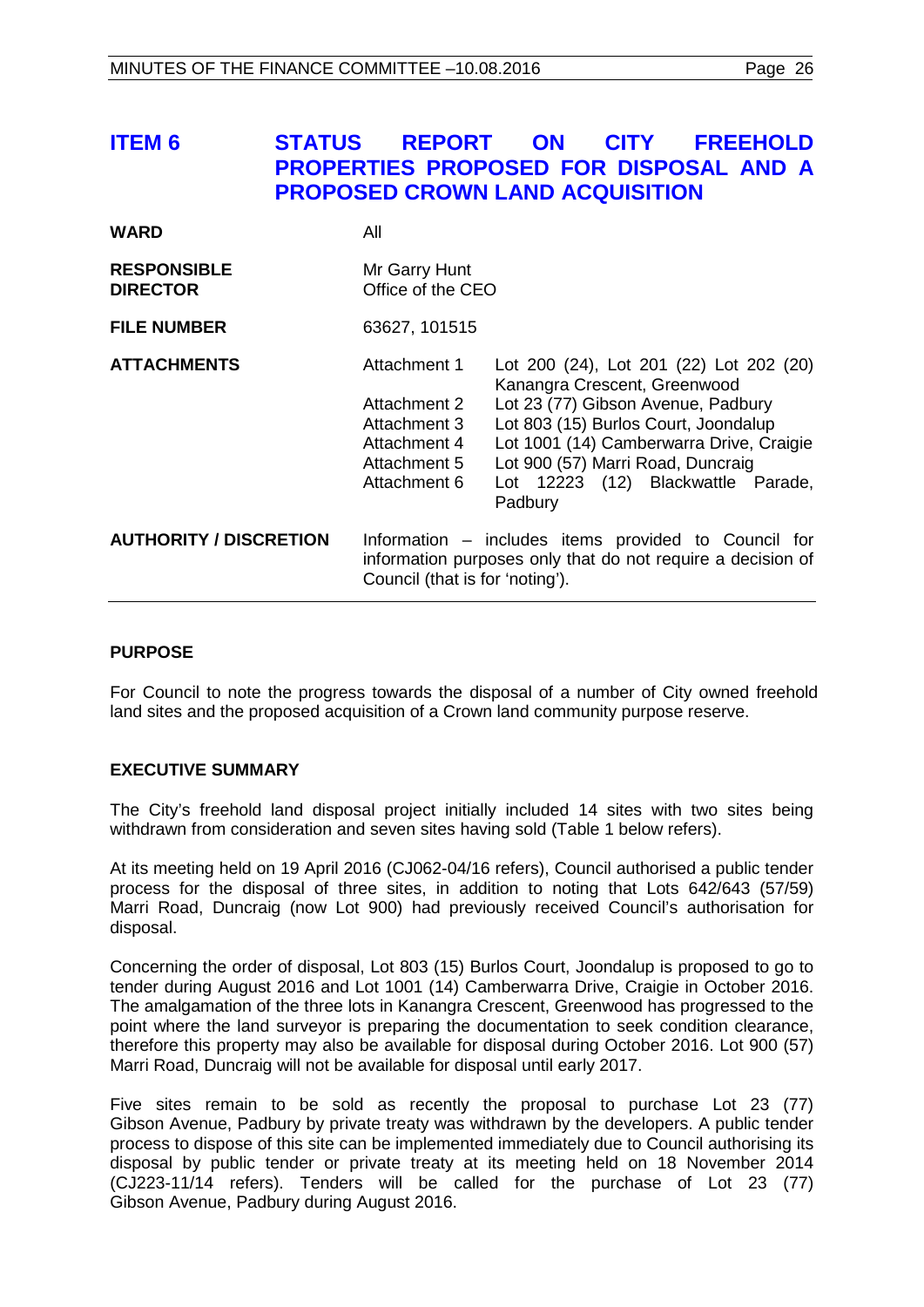# ITEM 6 STATUS REPORT ON CITY FREEHOLD PROPERTIES PROPOSED FOR DISPOSAL AND A PROPOSED CROWN LAND ACQUISITION

| | | |
|---|---|---|
| **WARD** | All | |
| **RESPONSIBLE DIRECTOR** | Mr Garry Hunt<br>Office of the CEO | |
| **FILE NUMBER** | 63627, 101515 | |
| **ATTACHMENTS** | Attachment 1 | Lot 200 (24), Lot 201 (22) Lot 202 (20) Kanangra Crescent, Greenwood |
| | Attachment 2 | Lot 23 (77) Gibson Avenue, Padbury |
| | Attachment 3 | Lot 803 (15) Burlos Court, Joondalup |
| | Attachment 4 | Lot 1001 (14) Camberwarra Drive, Craigie |
| | Attachment 5 | Lot 900 (57) Marri Road, Duncraig |
| | Attachment 6 | Lot 12223 (12) Blackwattle Parade, Padbury |
| **AUTHORITY / DISCRETION** | Information – includes items provided to Council for information purposes only that do not require a decision of Council (that is for 'noting'). | |

## PURPOSE

For Council to note the progress towards the disposal of a number of City owned freehold land sites and the proposed acquisition of a Crown land community purpose reserve.

## EXECUTIVE SUMMARY

The City's freehold land disposal project initially included 14 sites with two sites being withdrawn from consideration and seven sites having sold (Table 1 below refers).

At its meeting held on 19 April 2016 (CJ062-04/16 refers), Council authorised a public tender process for the disposal of three sites, in addition to noting that Lots 642/643 (57/59) Marri Road, Duncraig (now Lot 900) had previously received Council's authorisation for disposal.

Concerning the order of disposal, Lot 803 (15) Burlos Court, Joondalup is proposed to go to tender during August 2016 and Lot 1001 (14) Camberwarra Drive, Craigie in October 2016. The amalgamation of the three lots in Kanangra Crescent, Greenwood has progressed to the point where the land surveyor is preparing the documentation to seek condition clearance, therefore this property may also be available for disposal during October 2016. Lot 900 (57) Marri Road, Duncraig will not be available for disposal until early 2017.

Five sites remain to be sold as recently the proposal to purchase Lot 23 (77) Gibson Avenue, Padbury by private treaty was withdrawn by the developers. A public tender process to dispose of this site can be implemented immediately due to Council authorising its disposal by public tender or private treaty at its meeting held on 18 November 2014 (CJ223-11/14 refers). Tenders will be called for the purchase of Lot 23 (77) Gibson Avenue, Padbury during August 2016.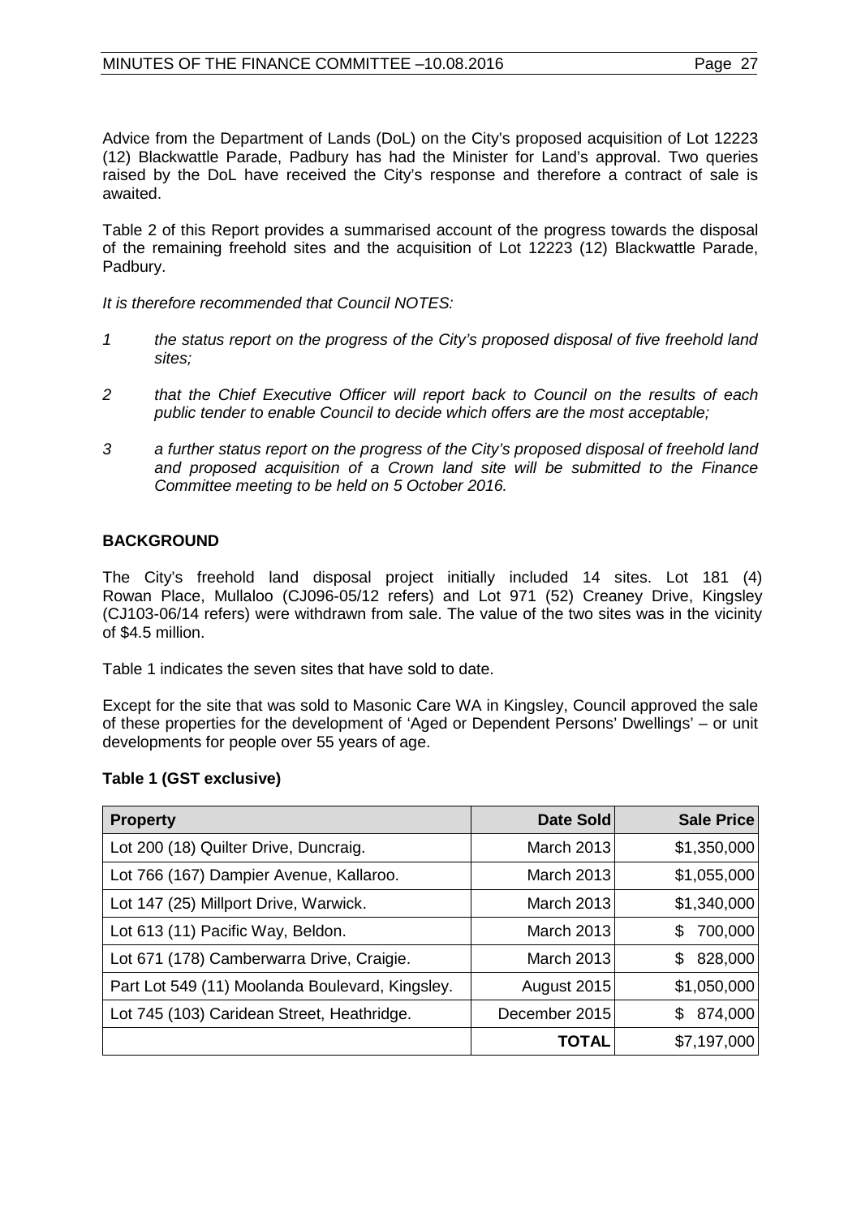Advice from the Department of Lands (DoL) on the City's proposed acquisition of Lot 12223 (12) Blackwattle Parade, Padbury has had the Minister for Land's approval. Two queries raised by the DoL have received the City's response and therefore a contract of sale is awaited.

Table 2 of this Report provides a summarised account of the progress towards the disposal of the remaining freehold sites and the acquisition of Lot 12223 (12) Blackwattle Parade, Padbury.

*It is therefore recommended that Council NOTES:*

*1 the status report on the progress of the City's proposed disposal of five freehold land sites;*

*2 that the Chief Executive Officer will report back to Council on the results of each public tender to enable Council to decide which offers are the most acceptable;*

*3 a further status report on the progress of the City's proposed disposal of freehold land and proposed acquisition of a Crown land site will be submitted to the Finance Committee meeting to be held on 5 October 2016.*

## BACKGROUND

The City's freehold land disposal project initially included 14 sites. Lot 181 (4) Rowan Place, Mullaloo (CJ096-05/12 refers) and Lot 971 (52) Creaney Drive, Kingsley (CJ103-06/14 refers) were withdrawn from sale. The value of the two sites was in the vicinity of $4.5 million.

Table 1 indicates the seven sites that have sold to date.

Except for the site that was sold to Masonic Care WA in Kingsley, Council approved the sale of these properties for the development of 'Aged or Dependent Persons' Dwellings' – or unit developments for people over 55 years of age.

**Table 1 (GST exclusive)**

| Property | Date Sold | Sale Price |
|---|---|---|
| Lot 200 (18) Quilter Drive, Duncraig. | March 2013 | $1,350,000 |
| Lot 766 (167) Dampier Avenue, Kallaroo. | March 2013 | $1,055,000 |
| Lot 147 (25) Millport Drive, Warwick. | March 2013 | $1,340,000 |
| Lot 613 (11) Pacific Way, Beldon. | March 2013 | $ 700,000 |
| Lot 671 (178) Camberwarra Drive, Craigie. | March 2013 | $ 828,000 |
| Part Lot 549 (11) Moolanda Boulevard, Kingsley. | August 2015 | $1,050,000 |
| Lot 745 (103) Caridean Street, Heathridge. | December 2015 | $ 874,000 |
| | **TOTAL** | $7,197,000 |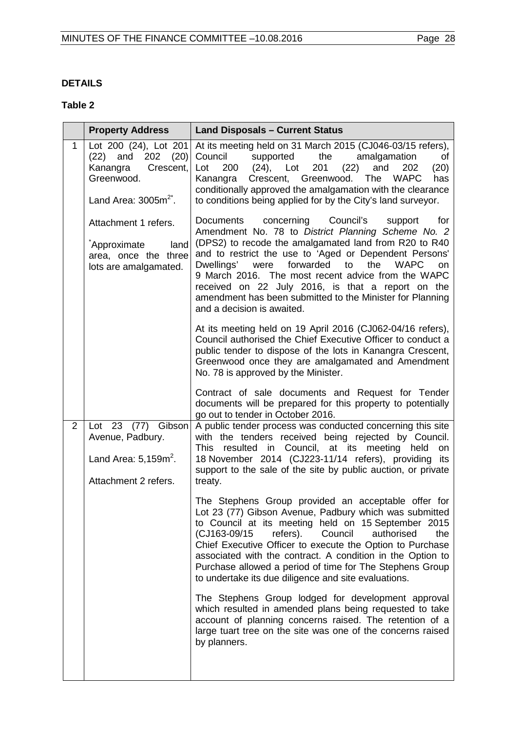## DETAILS

### Table 2

| | Property Address | Land Disposals – Current Status |
|---|---|---|
| 1 | Lot 200 (24), Lot 201 (22) and 202 (20) Kanangra Crescent, Greenwood.<br><br>Land Area: 3005m$^{2*}$.<br><br>Attachment 1 refers.<br><br>*Approximate land area, once the three lots are amalgamated. | At its meeting held on 31 March 2015 (CJ046-03/15 refers), Council supported the amalgamation of Lot 200 (24), Lot 201 (22) and 202 (20) Kanangra Crescent, Greenwood. The WAPC has conditionally approved the amalgamation with the clearance to conditions being applied for by the City's land surveyor.<br><br>Documents concerning Council's support for Amendment No. 78 to *District Planning Scheme No. 2* (DPS2) to recode the amalgamated land from R20 to R40 and to restrict the use to 'Aged or Dependent Persons' Dwellings' were forwarded to the WAPC on 9 March 2016. The most recent advice from the WAPC received on 22 July 2016, is that a report on the amendment has been submitted to the Minister for Planning and a decision is awaited.<br><br>At its meeting held on 19 April 2016 (CJ062-04/16 refers), Council authorised the Chief Executive Officer to conduct a public tender to dispose of the lots in Kanangra Crescent, Greenwood once they are amalgamated and Amendment No. 78 is approved by the Minister.<br><br>Contract of sale documents and Request for Tender documents will be prepared for this property to potentially go out to tender in October 2016. |
| 2 | Lot 23 (77) Gibson Avenue, Padbury.<br><br>Land Area: 5,159m$^2$.<br><br>Attachment 2 refers. | A public tender process was conducted concerning this site with the tenders received being rejected by Council. This resulted in Council, at its meeting held on 18 November 2014 (CJ223-11/14 refers), providing its support to the sale of the site by public auction, or private treaty.<br><br>The Stephens Group provided an acceptable offer for Lot 23 (77) Gibson Avenue, Padbury which was submitted to Council at its meeting held on 15 September 2015 (CJ163-09/15 refers). Council authorised the Chief Executive Officer to execute the Option to Purchase associated with the contract. A condition in the Option to Purchase allowed a period of time for The Stephens Group to undertake its due diligence and site evaluations.<br><br>The Stephens Group lodged for development approval which resulted in amended plans being requested to take account of planning concerns raised. The retention of a large tuart tree on the site was one of the concerns raised by planners. |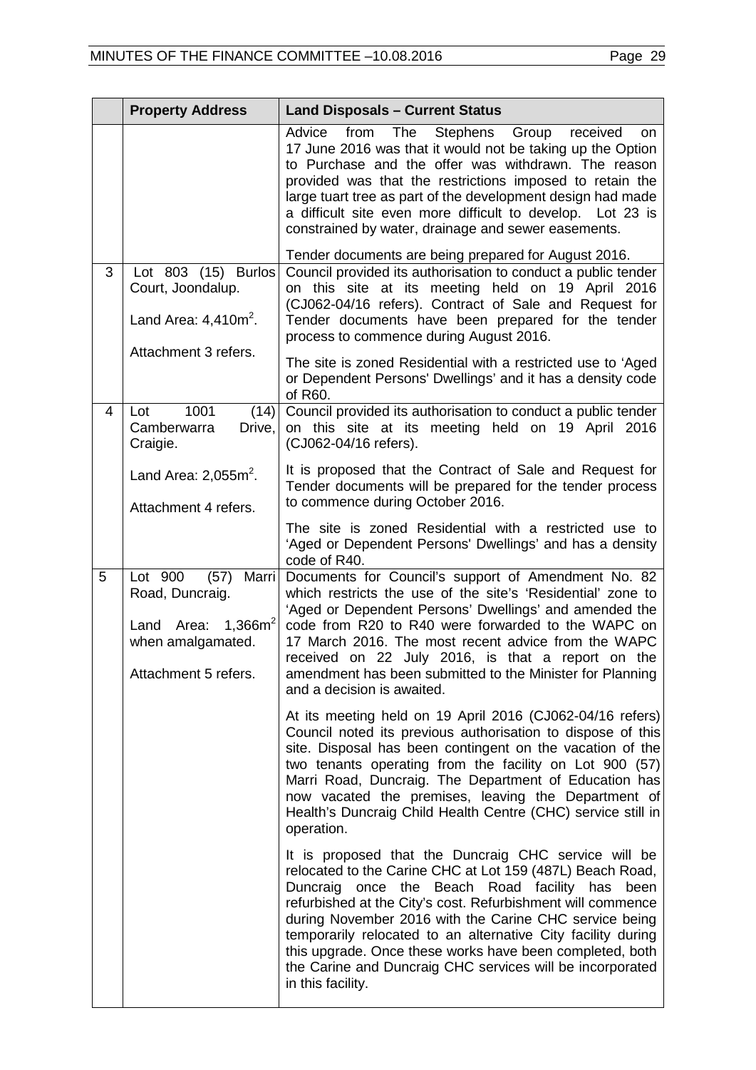| | Property Address | Land Disposals – Current Status |
|---|---|---|
| | | Advice from The Stephens Group received on 17 June 2016 was that it would not be taking up the Option to Purchase and the offer was withdrawn. The reason provided was that the restrictions imposed to retain the large tuart tree as part of the development design had made a difficult site even more difficult to develop. Lot 23 is constrained by water, drainage and sewer easements.<br><br>Tender documents are being prepared for August 2016. |
| 3 | Lot 803 (15) Burlos Court, Joondalup.<br><br>Land Area: 4,410m$^2$.<br><br>Attachment 3 refers. | Council provided its authorisation to conduct a public tender on this site at its meeting held on 19 April 2016 (CJ062-04/16 refers). Contract of Sale and Request for Tender documents have been prepared for the tender process to commence during August 2016.<br><br>The site is zoned Residential with a restricted use to 'Aged or Dependent Persons' Dwellings' and it has a density code of R60. |
| 4 | Lot 1001 (14) Camberwarra Drive, Craigie.<br><br>Land Area: 2,055m$^2$.<br><br>Attachment 4 refers. | Council provided its authorisation to conduct a public tender on this site at its meeting held on 19 April 2016 (CJ062-04/16 refers).<br><br>It is proposed that the Contract of Sale and Request for Tender documents will be prepared for the tender process to commence during October 2016.<br><br>The site is zoned Residential with a restricted use to 'Aged or Dependent Persons' Dwellings' and has a density code of R40. |
| 5 | Lot 900 (57) Marri Road, Duncraig.<br><br>Land Area: 1,366m$^2$ when amalgamated.<br><br>Attachment 5 refers. | Documents for Council's support of Amendment No. 82 which restricts the use of the site's 'Residential' zone to 'Aged or Dependent Persons' Dwellings' and amended the code from R20 to R40 were forwarded to the WAPC on 17 March 2016. The most recent advice from the WAPC received on 22 July 2016, is that a report on the amendment has been submitted to the Minister for Planning and a decision is awaited.<br><br>At its meeting held on 19 April 2016 (CJ062-04/16 refers) Council noted its previous authorisation to dispose of this site. Disposal has been contingent on the vacation of the two tenants operating from the facility on Lot 900 (57) Marri Road, Duncraig. The Department of Education has now vacated the premises, leaving the Department of Health's Duncraig Child Health Centre (CHC) service still in operation.<br><br>It is proposed that the Duncraig CHC service will be relocated to the Carine CHC at Lot 159 (487L) Beach Road, Duncraig once the Beach Road facility has been refurbished at the City's cost. Refurbishment will commence during November 2016 with the Carine CHC service being temporarily relocated to an alternative City facility during this upgrade. Once these works have been completed, both the Carine and Duncraig CHC services will be incorporated in this facility. |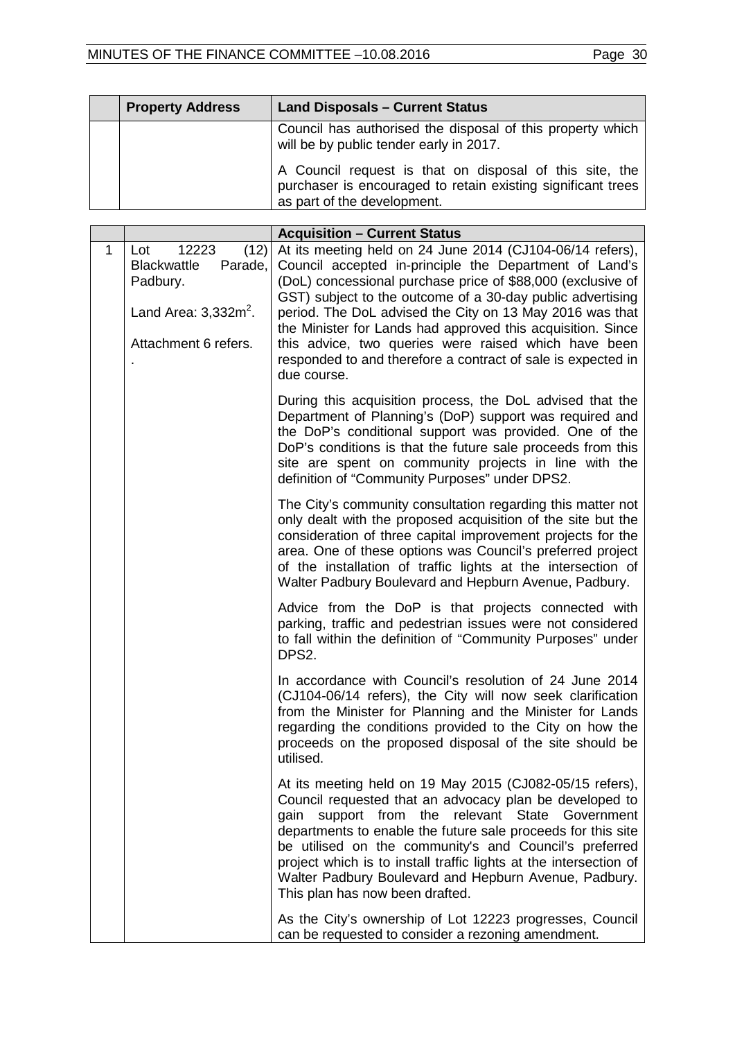| | Property Address | Land Disposals – Current Status |
|---|---|---|
| | | Council has authorised the disposal of this property which will be by public tender early in 2017.<br><br>A Council request is that on disposal of this site, the purchaser is encouraged to retain existing significant trees as part of the development. |

| | | Acquisition – Current Status |
|---|---|---|
| 1 | Lot 12223 (12) Blackwattle Parade, Padbury.<br><br>Land Area: 3,332m$^2$.<br><br>Attachment 6 refers.<br><br>. | At its meeting held on 24 June 2014 (CJ104-06/14 refers), Council accepted in-principle the Department of Land's (DoL) concessional purchase price of $88,000 (exclusive of GST) subject to the outcome of a 30-day public advertising period. The DoL advised the City on 13 May 2016 was that the Minister for Lands had approved this acquisition. Since this advice, two queries were raised which have been responded to and therefore a contract of sale is expected in due course.<br><br>During this acquisition process, the DoL advised that the Department of Planning's (DoP) support was required and the DoP's conditional support was provided. One of the DoP's conditions is that the future sale proceeds from this site are spent on community projects in line with the definition of "Community Purposes" under DPS2.<br><br>The City's community consultation regarding this matter not only dealt with the proposed acquisition of the site but the consideration of three capital improvement projects for the area. One of these options was Council's preferred project of the installation of traffic lights at the intersection of Walter Padbury Boulevard and Hepburn Avenue, Padbury.<br><br>Advice from the DoP is that projects connected with parking, traffic and pedestrian issues were not considered to fall within the definition of "Community Purposes" under DPS2.<br><br>In accordance with Council's resolution of 24 June 2014 (CJ104-06/14 refers), the City will now seek clarification from the Minister for Planning and the Minister for Lands regarding the conditions provided to the City on how the proceeds on the proposed disposal of the site should be utilised.<br><br>At its meeting held on 19 May 2015 (CJ082-05/15 refers), Council requested that an advocacy plan be developed to gain support from the relevant State Government departments to enable the future sale proceeds for this site be utilised on the community's and Council's preferred project which is to install traffic lights at the intersection of Walter Padbury Boulevard and Hepburn Avenue, Padbury. This plan has now been drafted.<br><br>As the City's ownership of Lot 12223 progresses, Council can be requested to consider a rezoning amendment. |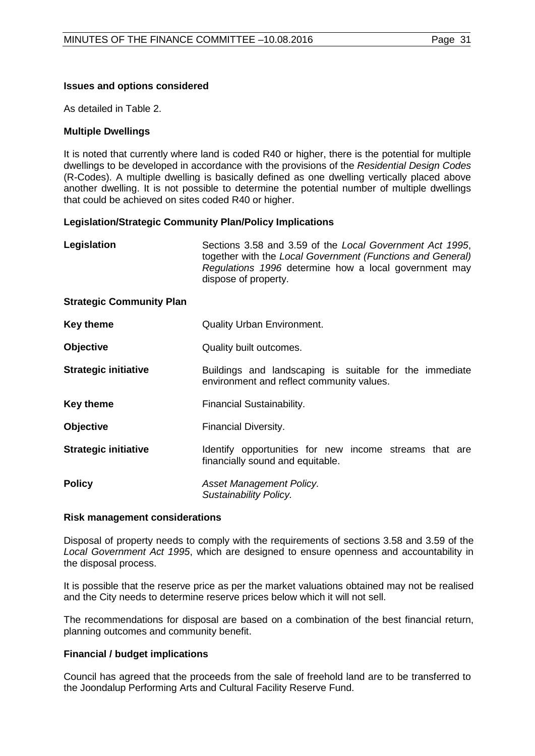**Issues and options considered**

As detailed in Table 2.

**Multiple Dwellings**

It is noted that currently where land is coded R40 or higher, there is the potential for multiple dwellings to be developed in accordance with the provisions of the *Residential Design Codes* (R-Codes). A multiple dwelling is basically defined as one dwelling vertically placed above another dwelling. It is not possible to determine the potential number of multiple dwellings that could be achieved on sites coded R40 or higher.

**Legislation/Strategic Community Plan/Policy Implications**

| | |
|---|---|
| **Legislation** | Sections 3.58 and 3.59 of the *Local Government Act 1995*, together with the *Local Government (Functions and General) Regulations 1996* determine how a local government may dispose of property. |
| **Strategic Community Plan** | |
| **Key theme** | Quality Urban Environment. |
| **Objective** | Quality built outcomes. |
| **Strategic initiative** | Buildings and landscaping is suitable for the immediate environment and reflect community values. |
| **Key theme** | Financial Sustainability. |
| **Objective** | Financial Diversity. |
| **Strategic initiative** | Identify opportunities for new income streams that are financially sound and equitable. |
| **Policy** | *Asset Management Policy.*<br>*Sustainability Policy.* |

**Risk management considerations**

Disposal of property needs to comply with the requirements of sections 3.58 and 3.59 of the *Local Government Act 1995*, which are designed to ensure openness and accountability in the disposal process.

It is possible that the reserve price as per the market valuations obtained may not be realised and the City needs to determine reserve prices below which it will not sell.

The recommendations for disposal are based on a combination of the best financial return, planning outcomes and community benefit.

**Financial / budget implications**

Council has agreed that the proceeds from the sale of freehold land are to be transferred to the Joondalup Performing Arts and Cultural Facility Reserve Fund.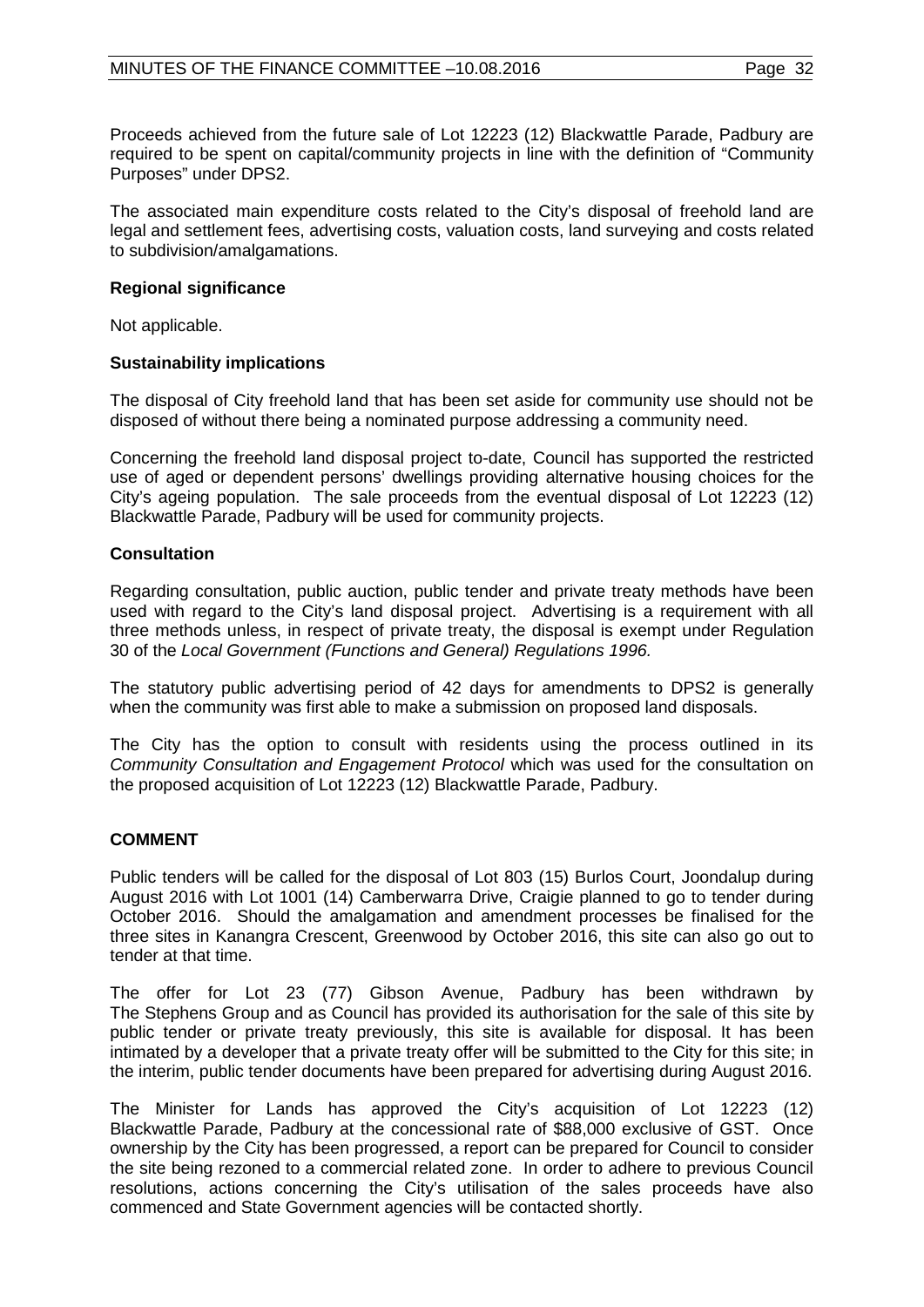Proceeds achieved from the future sale of Lot 12223 (12) Blackwattle Parade, Padbury are required to be spent on capital/community projects in line with the definition of "Community Purposes" under DPS2.

The associated main expenditure costs related to the City's disposal of freehold land are legal and settlement fees, advertising costs, valuation costs, land surveying and costs related to subdivision/amalgamations.

**Regional significance**

Not applicable.

**Sustainability implications**

The disposal of City freehold land that has been set aside for community use should not be disposed of without there being a nominated purpose addressing a community need.

Concerning the freehold land disposal project to-date, Council has supported the restricted use of aged or dependent persons' dwellings providing alternative housing choices for the City's ageing population. The sale proceeds from the eventual disposal of Lot 12223 (12) Blackwattle Parade, Padbury will be used for community projects.

**Consultation**

Regarding consultation, public auction, public tender and private treaty methods have been used with regard to the City's land disposal project. Advertising is a requirement with all three methods unless, in respect of private treaty, the disposal is exempt under Regulation 30 of the *Local Government (Functions and General) Regulations 1996.*

The statutory public advertising period of 42 days for amendments to DPS2 is generally when the community was first able to make a submission on proposed land disposals.

The City has the option to consult with residents using the process outlined in its *Community Consultation and Engagement Protocol* which was used for the consultation on the proposed acquisition of Lot 12223 (12) Blackwattle Parade, Padbury.

## COMMENT

Public tenders will be called for the disposal of Lot 803 (15) Burlos Court, Joondalup during August 2016 with Lot 1001 (14) Camberwarra Drive, Craigie planned to go to tender during October 2016. Should the amalgamation and amendment processes be finalised for the three sites in Kanangra Crescent, Greenwood by October 2016, this site can also go out to tender at that time.

The offer for Lot 23 (77) Gibson Avenue, Padbury has been withdrawn by The Stephens Group and as Council has provided its authorisation for the sale of this site by public tender or private treaty previously, this site is available for disposal. It has been intimated by a developer that a private treaty offer will be submitted to the City for this site; in the interim, public tender documents have been prepared for advertising during August 2016.

The Minister for Lands has approved the City's acquisition of Lot 12223 (12) Blackwattle Parade, Padbury at the concessional rate of $88,000 exclusive of GST. Once ownership by the City has been progressed, a report can be prepared for Council to consider the site being rezoned to a commercial related zone. In order to adhere to previous Council resolutions, actions concerning the City's utilisation of the sales proceeds have also commenced and State Government agencies will be contacted shortly.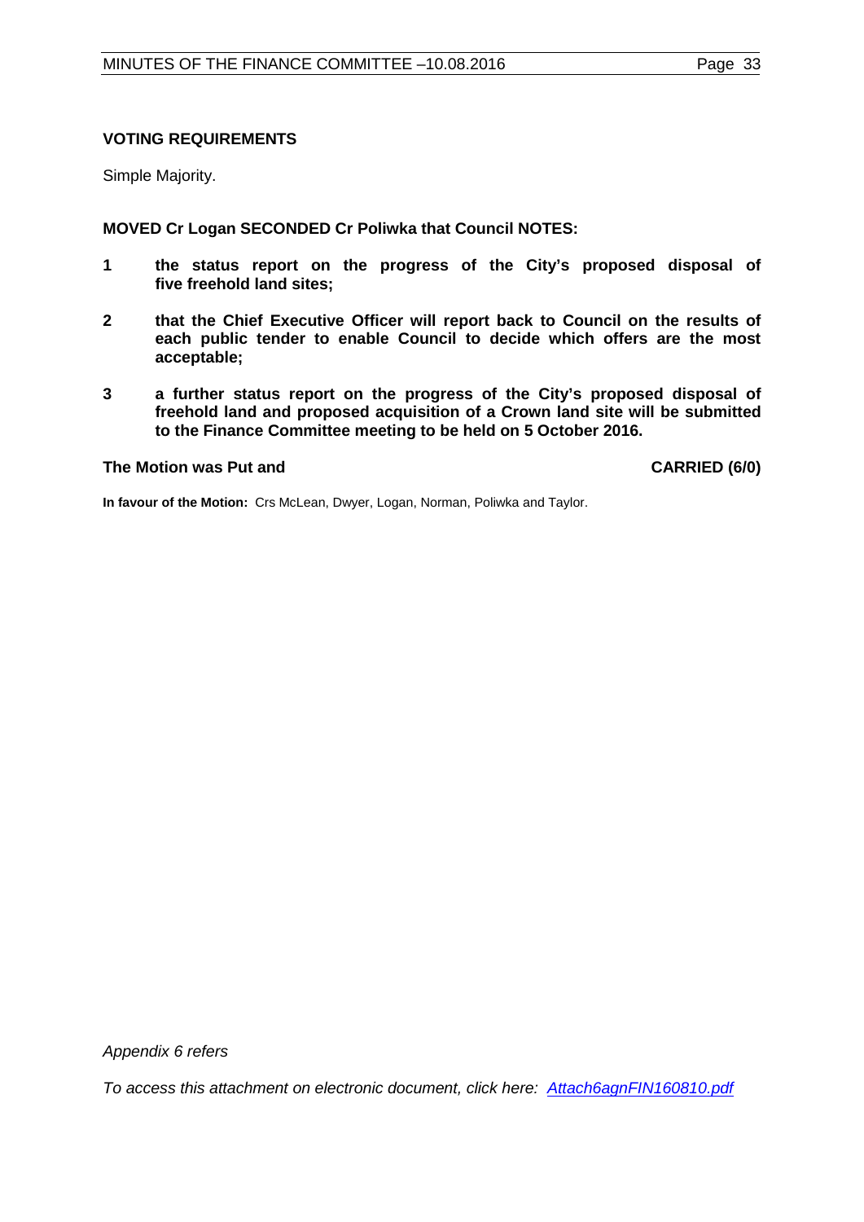**VOTING REQUIREMENTS**

Simple Majority.

**MOVED Cr Logan SECONDED Cr Poliwka that Council NOTES:**

1. **the status report on the progress of the City's proposed disposal of five freehold land sites;**
2. **that the Chief Executive Officer will report back to Council on the results of each public tender to enable Council to decide which offers are the most acceptable;**
3. **a further status report on the progress of the City's proposed disposal of freehold land and proposed acquisition of a Crown land site will be submitted to the Finance Committee meeting to be held on 5 October 2016.**

**The Motion was Put and** **CARRIED (6/0)**

**In favour of the Motion:** Crs McLean, Dwyer, Logan, Norman, Poliwka and Taylor.

*Appendix 6 refers*

*To access this attachment on electronic document, click here: Attach6agnFIN160810.pdf*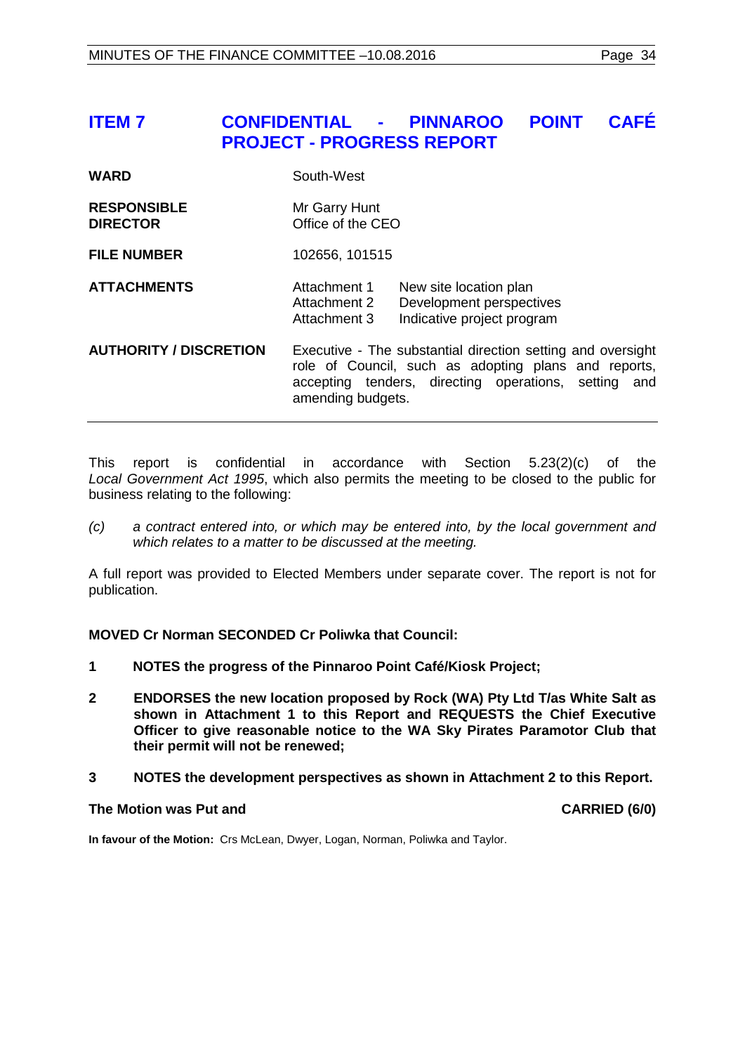## ITEM 7 CONFIDENTIAL - PINNAROO POINT CAFÉ PROJECT - PROGRESS REPORT

| | | |
|---|---|---|
| **WARD** | South-West | |
| **RESPONSIBLE DIRECTOR** | Mr Garry Hunt<br>Office of the CEO | |
| **FILE NUMBER** | 102656, 101515 | |
| **ATTACHMENTS** | Attachment 1<br>Attachment 2<br>Attachment 3 | New site location plan<br>Development perspectives<br>Indicative project program |
| **AUTHORITY / DISCRETION** | Executive - The substantial direction setting and oversight role of Council, such as adopting plans and reports, accepting tenders, directing operations, setting and amending budgets. | |

This report is confidential in accordance with Section 5.23(2)(c) of the *Local Government Act 1995*, which also permits the meeting to be closed to the public for business relating to the following:

*(c) a contract entered into, or which may be entered into, by the local government and which relates to a matter to be discussed at the meeting.*

A full report was provided to Elected Members under separate cover. The report is not for publication.

**MOVED Cr Norman SECONDED Cr Poliwka that Council:**

1. **NOTES the progress of the Pinnaroo Point Café/Kiosk Project;**
2. **ENDORSES the new location proposed by Rock (WA) Pty Ltd T/as White Salt as shown in Attachment 1 to this Report and REQUESTS the Chief Executive Officer to give reasonable notice to the WA Sky Pirates Paramotor Club that their permit will not be renewed;**
3. **NOTES the development perspectives as shown in Attachment 2 to this Report.**

**The Motion was Put and CARRIED (6/0)**

**In favour of the Motion:** Crs McLean, Dwyer, Logan, Norman, Poliwka and Taylor.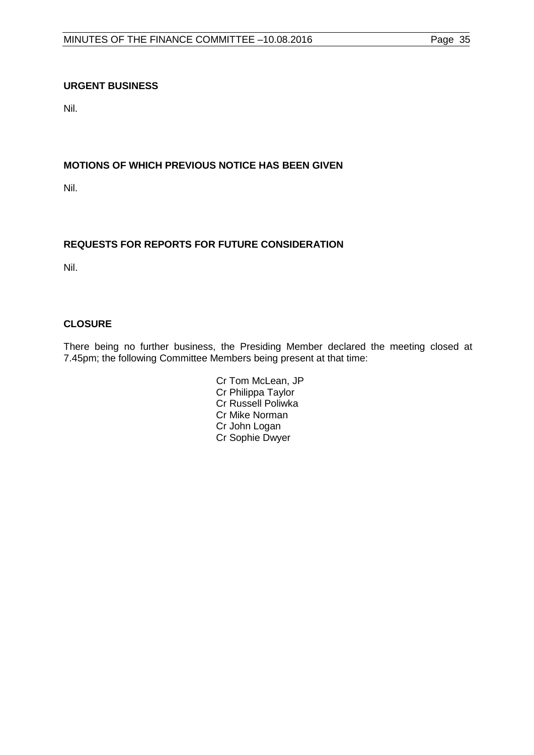**URGENT BUSINESS**

Nil.

**MOTIONS OF WHICH PREVIOUS NOTICE HAS BEEN GIVEN**

Nil.

**REQUESTS FOR REPORTS FOR FUTURE CONSIDERATION**

Nil.

**CLOSURE**

There being no further business, the Presiding Member declared the meeting closed at 7.45pm; the following Committee Members being present at that time:

Cr Tom McLean, JP
Cr Philippa Taylor
Cr Russell Poliwka
Cr Mike Norman
Cr John Logan
Cr Sophie Dwyer